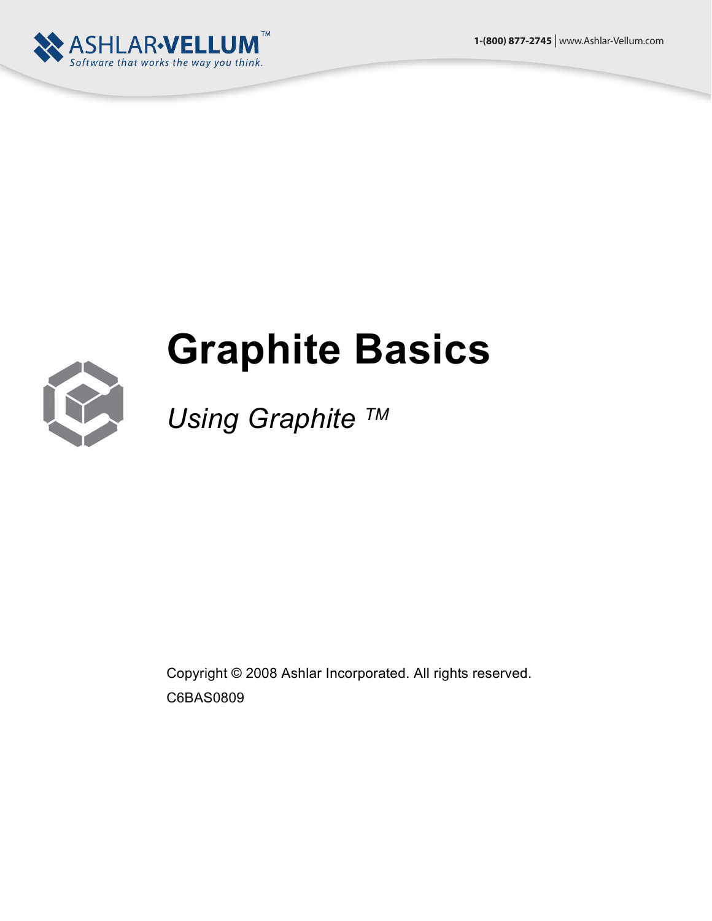ASHLAR•VELLUM™
Software that works the way you think.

1-(800) 877-2745 | www.Ashlar-Vellum.com

# Graphite Basics

*Using Graphite ™*

Copyright © 2008 Ashlar Incorporated. All rights reserved.

C6BAS0809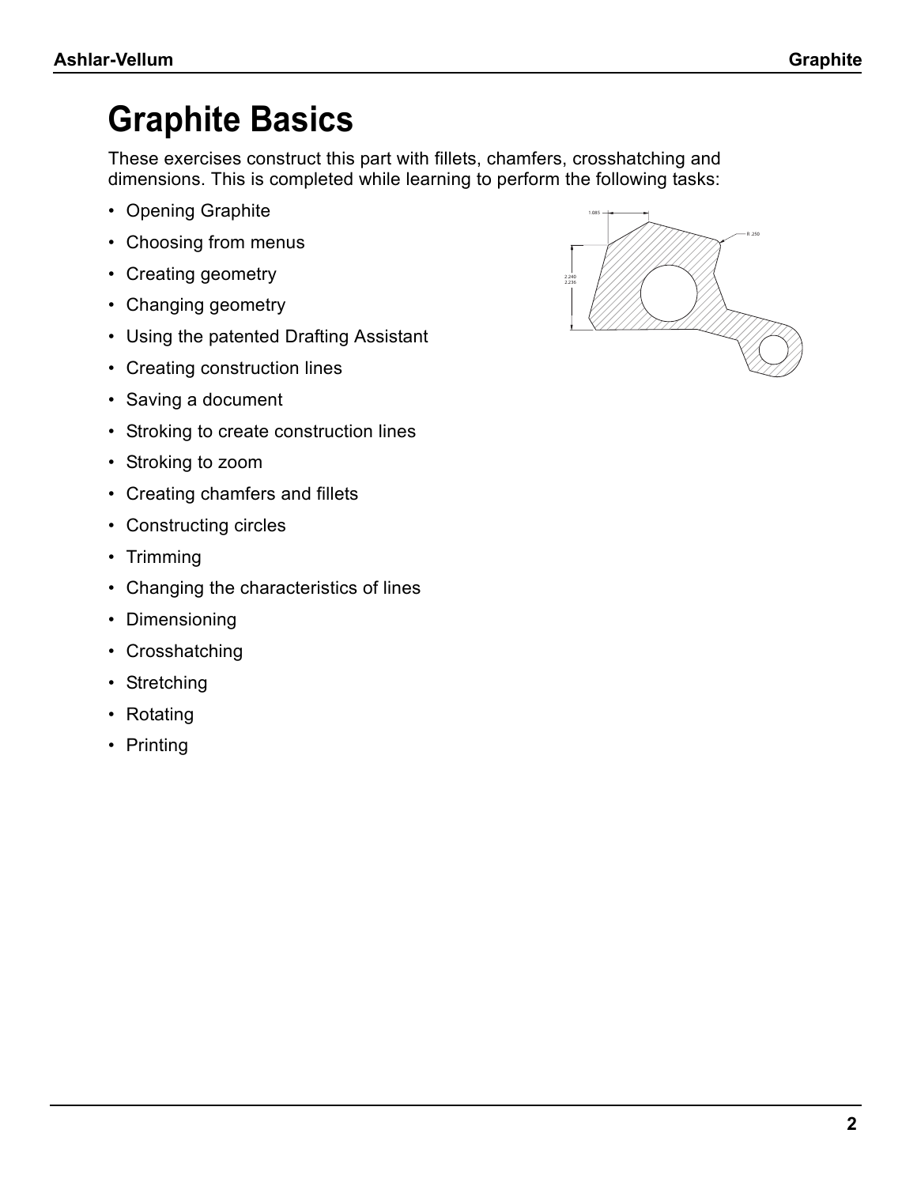# Graphite Basics

These exercises construct this part with fillets, chamfers, crosshatching and dimensions. This is completed while learning to perform the following tasks:

- Opening Graphite
- Choosing from menus
- Creating geometry
- Changing geometry
- Using the patented Drafting Assistant
- Creating construction lines
- Saving a document
- Stroking to create construction lines
- Stroking to zoom
- Creating chamfers and fillets
- Constructing circles
- Trimming
- Changing the characteristics of lines
- Dimensioning
- Crosshatching
- Stretching
- Rotating
- Printing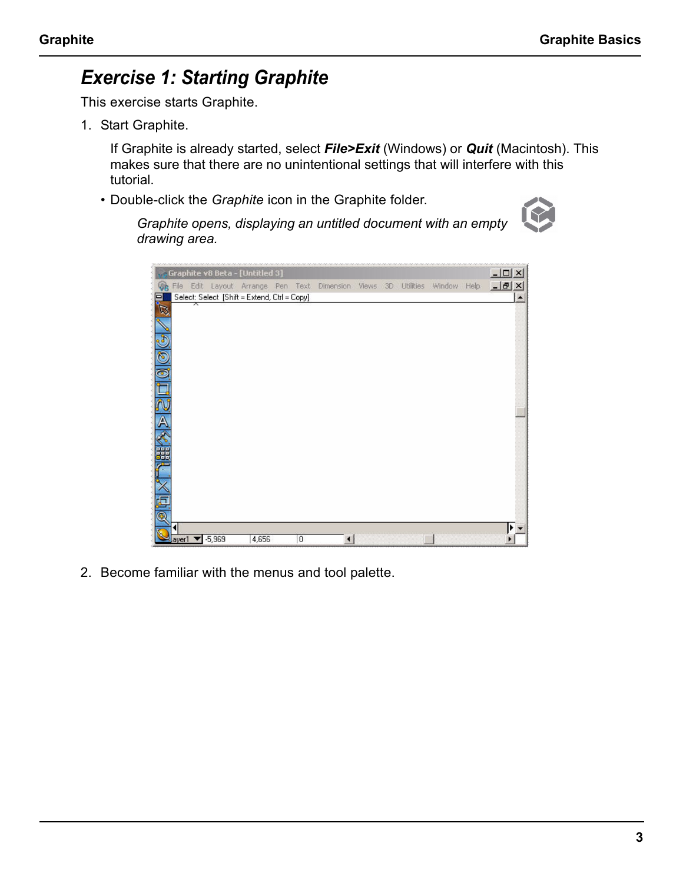## *Exercise 1: Starting Graphite*

This exercise starts Graphite.

1. Start Graphite.

   If Graphite is already started, select ***File>Exit*** (Windows) or ***Quit*** (Macintosh). This makes sure that there are no unintentional settings that will interfere with this tutorial.

   - Double-click the *Graphite* icon in the Graphite folder.

     *Graphite opens, displaying an untitled document with an empty drawing area.*

2. Become familiar with the menus and tool palette.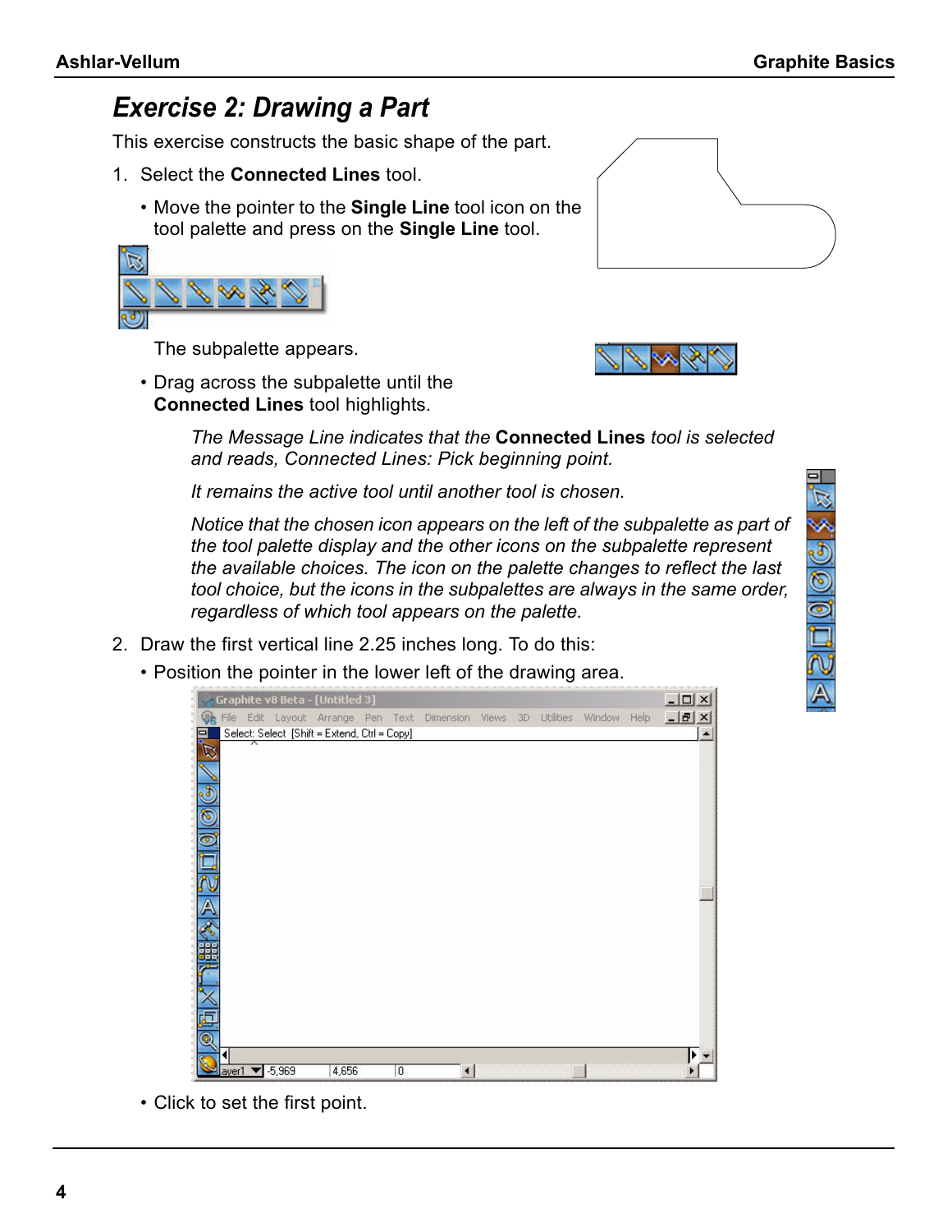# Exercise 2: Drawing a Part

This exercise constructs the basic shape of the part.

1. Select the **Connected Lines** tool.

   - Move the pointer to the **Single Line** tool icon on the tool palette and press on the **Single Line** tool.

   The subpalette appears.

   - Drag across the subpalette until the **Connected Lines** tool highlights.

   *The Message Line indicates that the* **Connected Lines** *tool is selected and reads, Connected Lines: Pick beginning point.*

   *It remains the active tool until another tool is chosen.*

   *Notice that the chosen icon appears on the left of the subpalette as part of the tool palette display and the other icons on the subpalette represent the available choices. The icon on the palette changes to reflect the last tool choice, but the icons in the subpalettes are always in the same order, regardless of which tool appears on the palette.*

2. Draw the first vertical line 2.25 inches long. To do this:

   - Position the pointer in the lower left of the drawing area.

   - Click to set the first point.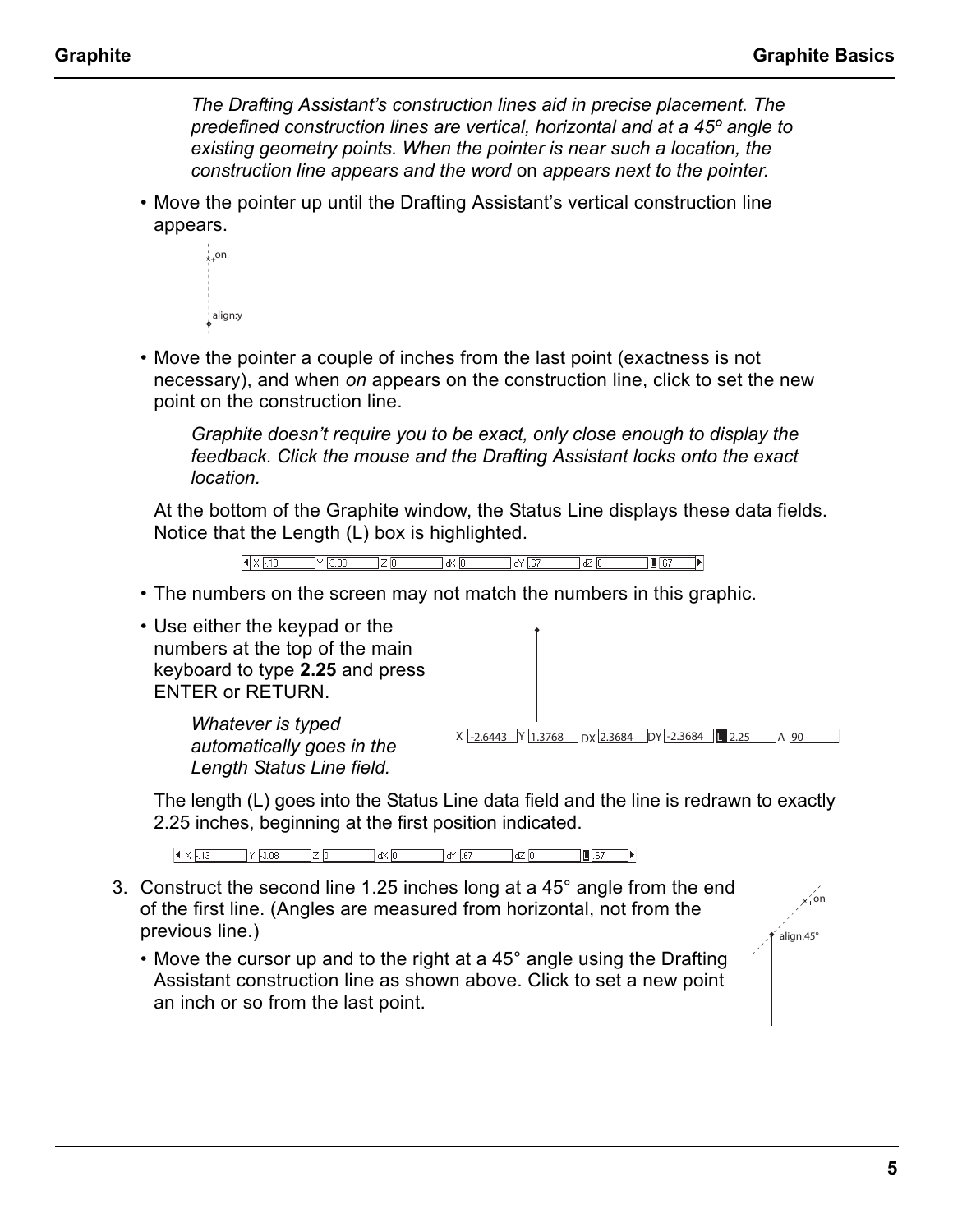*The Drafting Assistant's construction lines aid in precise placement. The predefined construction lines are vertical, horizontal and at a 45º angle to existing geometry points. When the pointer is near such a location, the construction line appears and the word* on *appears next to the pointer.*

- Move the pointer up until the Drafting Assistant's vertical construction line appears.

- Move the pointer a couple of inches from the last point (exactness is not necessary), and when *on* appears on the construction line, click to set the new point on the construction line.

  *Graphite doesn't require you to be exact, only close enough to display the feedback. Click the mouse and the Drafting Assistant locks onto the exact location.*

At the bottom of the Graphite window, the Status Line displays these data fields. Notice that the Length (L) box is highlighted.

- The numbers on the screen may not match the numbers in this graphic.

- Use either the keypad or the numbers at the top of the main keyboard to type **2.25** and press ENTER or RETURN.

  *Whatever is typed automatically goes in the Length Status Line field.*

The length (L) goes into the Status Line data field and the line is redrawn to exactly 2.25 inches, beginning at the first position indicated.

3. Construct the second line 1.25 inches long at a 45° angle from the end of the first line. (Angles are measured from horizontal, not from the previous line.)

   - Move the cursor up and to the right at a 45° angle using the Drafting Assistant construction line as shown above. Click to set a new point an inch or so from the last point.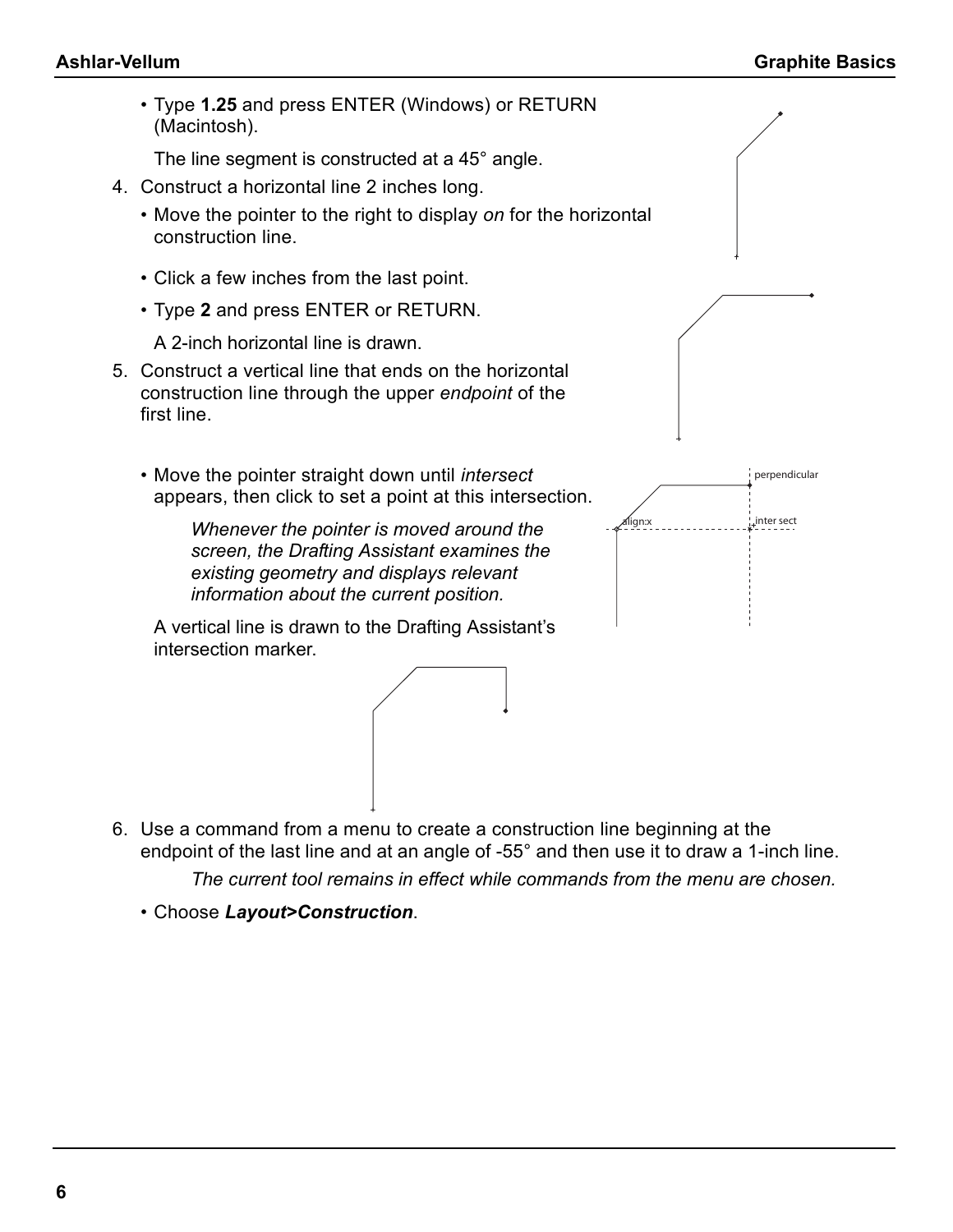- Type **1.25** and press ENTER (Windows) or RETURN (Macintosh).

  The line segment is constructed at a 45° angle.

4. Construct a horizontal line 2 inches long.
   - Move the pointer to the right to display *on* for the horizontal construction line.
   - Click a few inches from the last point.
   - Type **2** and press ENTER or RETURN.

     A 2-inch horizontal line is drawn.

5. Construct a vertical line that ends on the horizontal construction line through the upper *endpoint* of the first line.
   - Move the pointer straight down until *intersect* appears, then click to set a point at this intersection.

     *Whenever the pointer is moved around the screen, the Drafting Assistant examines the existing geometry and displays relevant information about the current position.*

     A vertical line is drawn to the Drafting Assistant's intersection marker.

6. Use a command from a menu to create a construction line beginning at the endpoint of the last line and at an angle of -55° and then use it to draw a 1-inch line.

   *The current tool remains in effect while commands from the menu are chosen.*

   - Choose ***Layout>Construction***.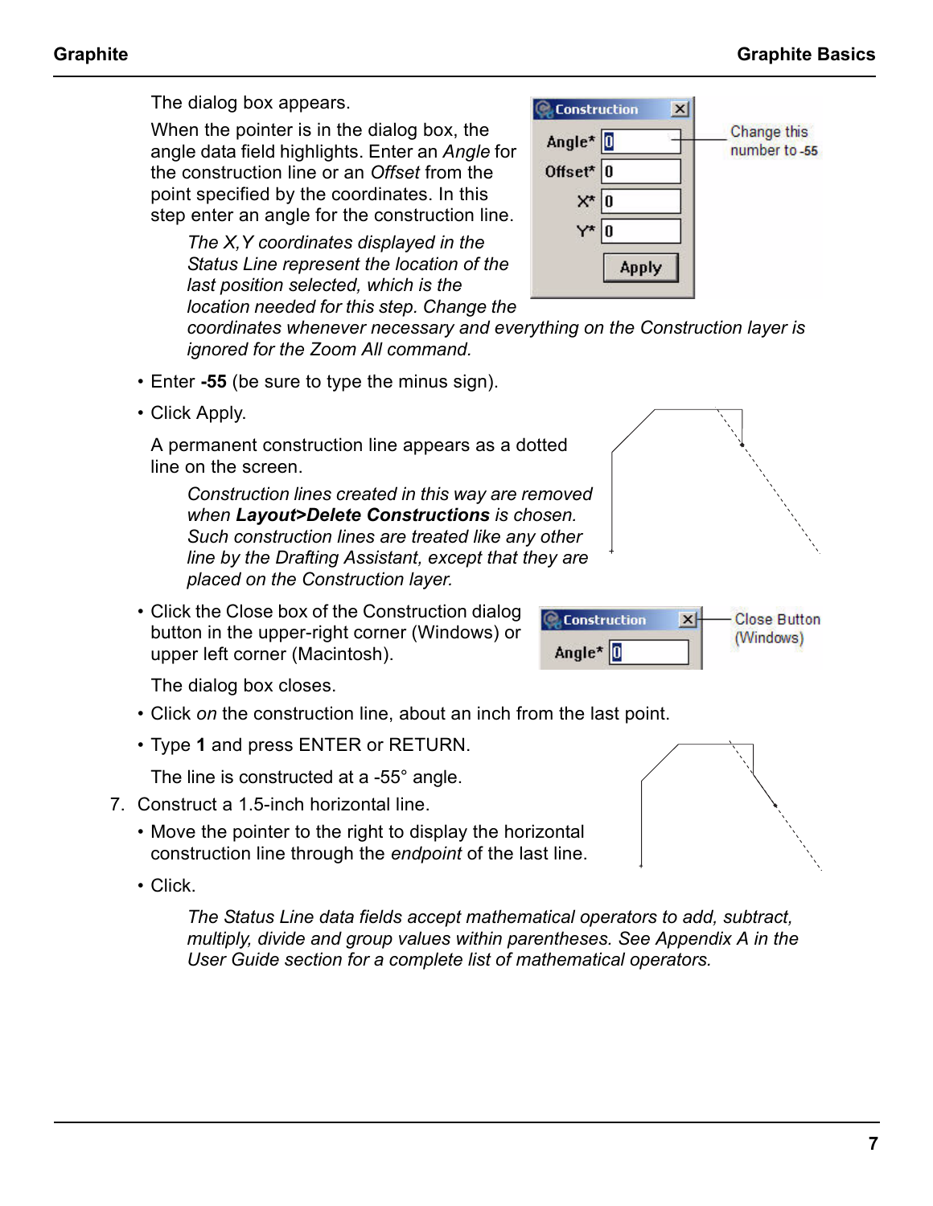The dialog box appears.

When the pointer is in the dialog box, the angle data field highlights. Enter an *Angle* for the construction line or an *Offset* from the point specified by the coordinates. In this step enter an angle for the construction line.

> *The X,Y coordinates displayed in the Status Line represent the location of the last position selected, which is the location needed for this step. Change the coordinates whenever necessary and everything on the Construction layer is ignored for the Zoom All command.*

- Enter **-55** (be sure to type the minus sign).
- Click Apply.

  A permanent construction line appears as a dotted line on the screen.

  > *Construction lines created in this way are removed when **Layout>Delete Constructions** is chosen. Such construction lines are treated like any other line by the Drafting Assistant, except that they are placed on the Construction layer.*

- Click the Close box of the Construction dialog button in the upper-right corner (Windows) or upper left corner (Macintosh).

  The dialog box closes.

- Click *on* the construction line, about an inch from the last point.
- Type **1** and press ENTER or RETURN.

  The line is constructed at a -55° angle.

7. Construct a 1.5-inch horizontal line.

   - Move the pointer to the right to display the horizontal construction line through the *endpoint* of the last line.
   - Click.

   > *The Status Line data fields accept mathematical operators to add, subtract, multiply, divide and group values within parentheses. See Appendix A in the User Guide section for a complete list of mathematical operators.*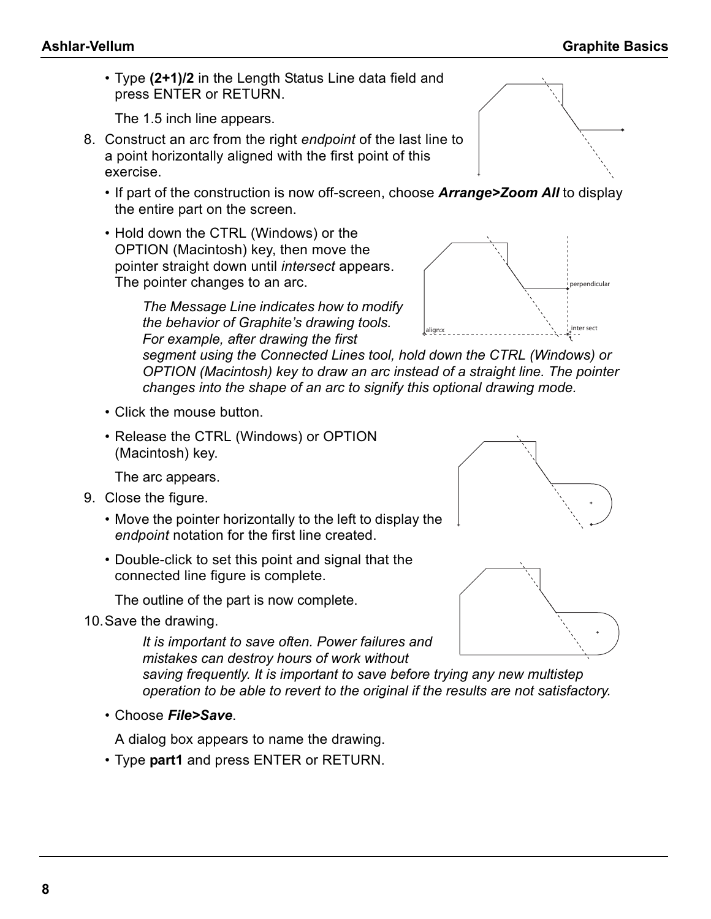- Type **(2+1)/2** in the Length Status Line data field and press ENTER or RETURN.

  The 1.5 inch line appears.

8. Construct an arc from the right *endpoint* of the last line to a point horizontally aligned with the first point of this exercise.

   - If part of the construction is now off-screen, choose ***Arrange>Zoom All*** to display the entire part on the screen.
   - Hold down the CTRL (Windows) or the OPTION (Macintosh) key, then move the pointer straight down until *intersect* appears. The pointer changes to an arc.

     *The Message Line indicates how to modify the behavior of Graphite's drawing tools. For example, after drawing the first segment using the Connected Lines tool, hold down the CTRL (Windows) or OPTION (Macintosh) key to draw an arc instead of a straight line. The pointer changes into the shape of an arc to signify this optional drawing mode.*

   - Click the mouse button.
   - Release the CTRL (Windows) or OPTION (Macintosh) key.

     The arc appears.

9. Close the figure.

   - Move the pointer horizontally to the left to display the *endpoint* notation for the first line created.
   - Double-click to set this point and signal that the connected line figure is complete.

     The outline of the part is now complete.

10. Save the drawing.

    *It is important to save often. Power failures and mistakes can destroy hours of work without saving frequently. It is important to save before trying any new multistep operation to be able to revert to the original if the results are not satisfactory.*

    - Choose ***File>Save***.

      A dialog box appears to name the drawing.

    - Type **part1** and press ENTER or RETURN.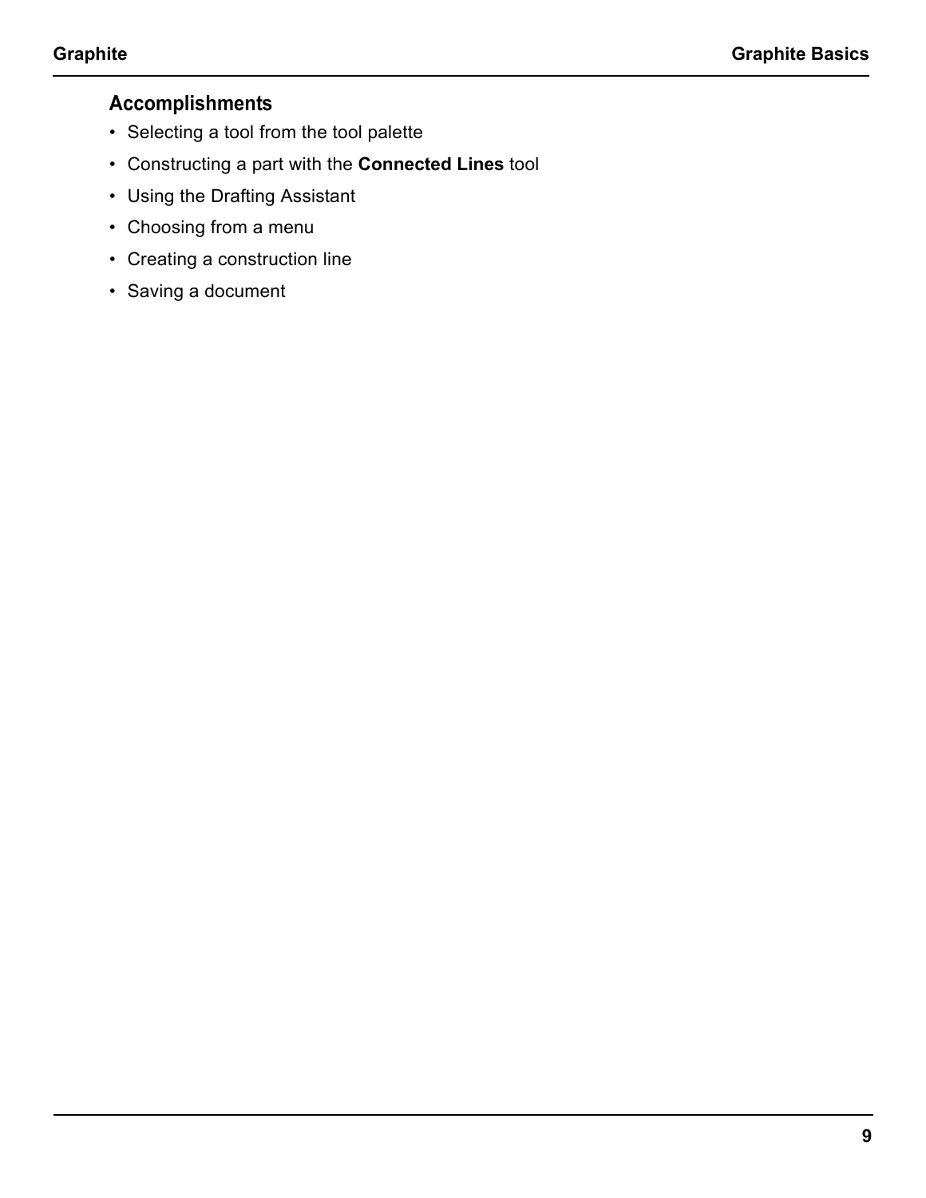### Accomplishments

- Selecting a tool from the tool palette
- Constructing a part with the **Connected Lines** tool
- Using the Drafting Assistant
- Choosing from a menu
- Creating a construction line
- Saving a document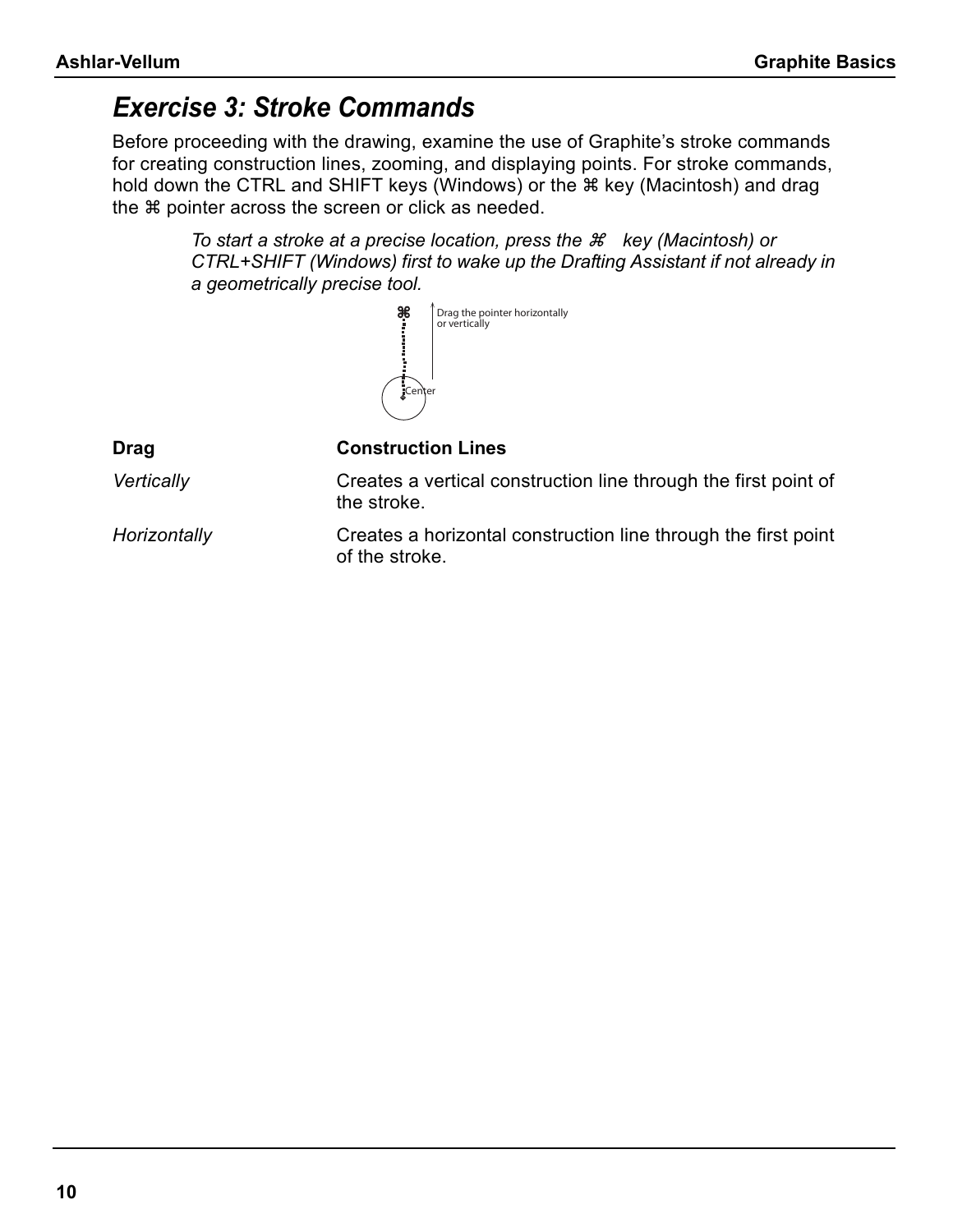## *Exercise 3: Stroke Commands*

Before proceeding with the drawing, examine the use of Graphite's stroke commands for creating construction lines, zooming, and displaying points. For stroke commands, hold down the CTRL and SHIFT keys (Windows) or the ⌘ key (Macintosh) and drag the ⌘ pointer across the screen or click as needed.

*To start a stroke at a precise location, press the ⌘ key (Macintosh) or CTRL+SHIFT (Windows) first to wake up the Drafting Assistant if not already in a geometrically precise tool.*

Drag the pointer horizontally or vertically

Center

| **Drag** | **Construction Lines** |
|---|---|
| *Vertically* | Creates a vertical construction line through the first point of the stroke. |
| *Horizontally* | Creates a horizontal construction line through the first point of the stroke. |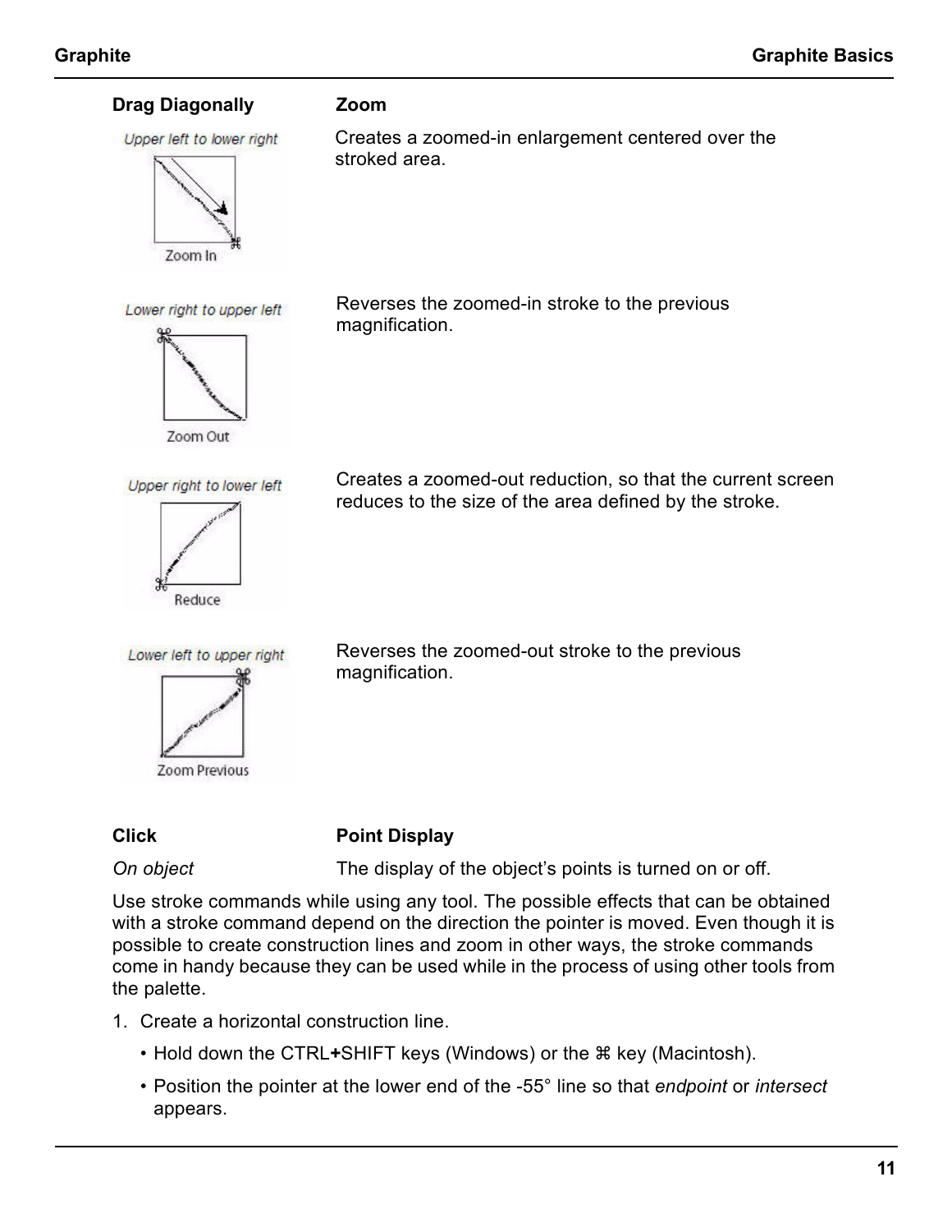| Drag Diagonally | Zoom |
| --- | --- |
| *Upper left to lower right* (Zoom In) | Creates a zoomed-in enlargement centered over the stroked area. |
| *Lower right to upper left* (Zoom Out) | Reverses the zoomed-in stroke to the previous magnification. |
| *Upper right to lower left* (Reduce) | Creates a zoomed-out reduction, so that the current screen reduces to the size of the area defined by the stroke. |
| *Lower left to upper right* (Zoom Previous) | Reverses the zoomed-out stroke to the previous magnification. |

| Click | Point Display |
| --- | --- |
| *On object* | The display of the object's points is turned on or off. |

Use stroke commands while using any tool. The possible effects that can be obtained with a stroke command depend on the direction the pointer is moved. Even though it is possible to create construction lines and zoom in other ways, the stroke commands come in handy because they can be used while in the process of using other tools from the palette.

1. Create a horizontal construction line.
   - Hold down the CTRL**+**SHIFT keys (Windows) or the ⌘ key (Macintosh).
   - Position the pointer at the lower end of the -55° line so that *endpoint* or *intersect* appears.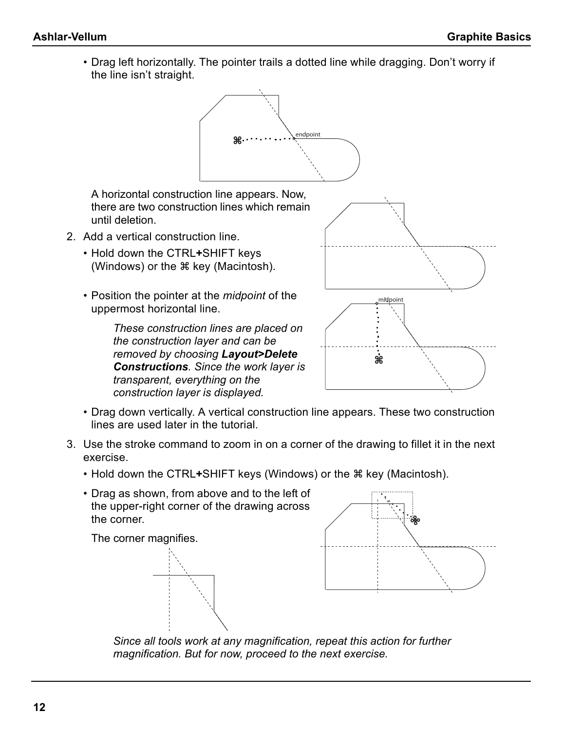- Drag left horizontally. The pointer trails a dotted line while dragging. Don't worry if the line isn't straight.

  A horizontal construction line appears. Now, there are two construction lines which remain until deletion.

2. Add a vertical construction line.
   - Hold down the CTRL**+**SHIFT keys (Windows) or the ⌘ key (Macintosh).
   - Position the pointer at the *midpoint* of the uppermost horizontal line.

     *These construction lines are placed on the construction layer and can be removed by choosing **Layout>Delete Constructions**. Since the work layer is transparent, everything on the construction layer is displayed.*

   - Drag down vertically. A vertical construction line appears. These two construction lines are used later in the tutorial.
3. Use the stroke command to zoom in on a corner of the drawing to fillet it in the next exercise.
   - Hold down the CTRL**+**SHIFT keys (Windows) or the ⌘ key (Macintosh).
   - Drag as shown, from above and to the left of the upper-right corner of the drawing across the corner.

     The corner magnifies.

     *Since all tools work at any magnification, repeat this action for further magnification. But for now, proceed to the next exercise.*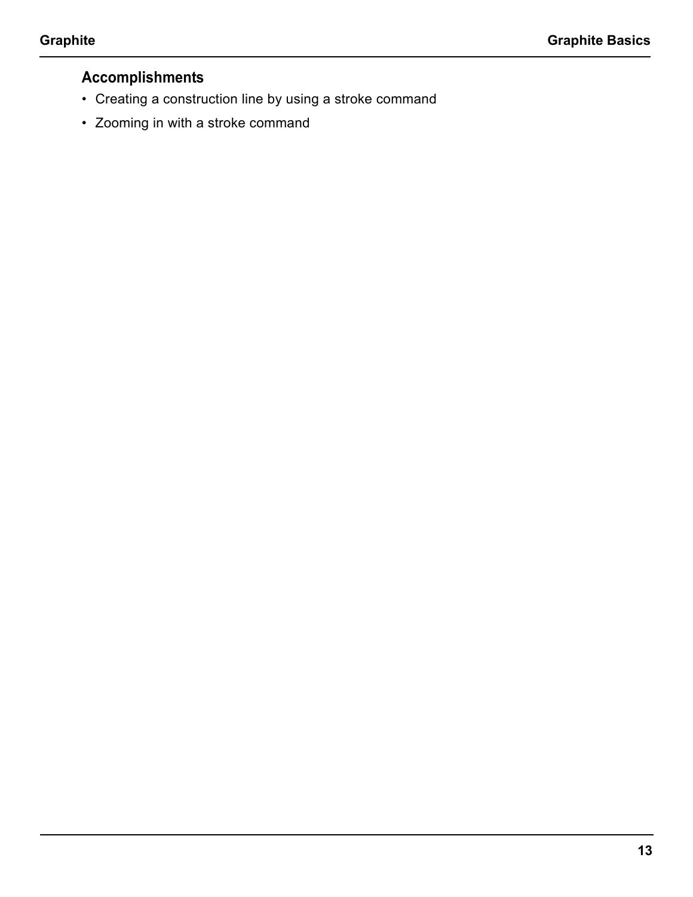### Accomplishments

- Creating a construction line by using a stroke command
- Zooming in with a stroke command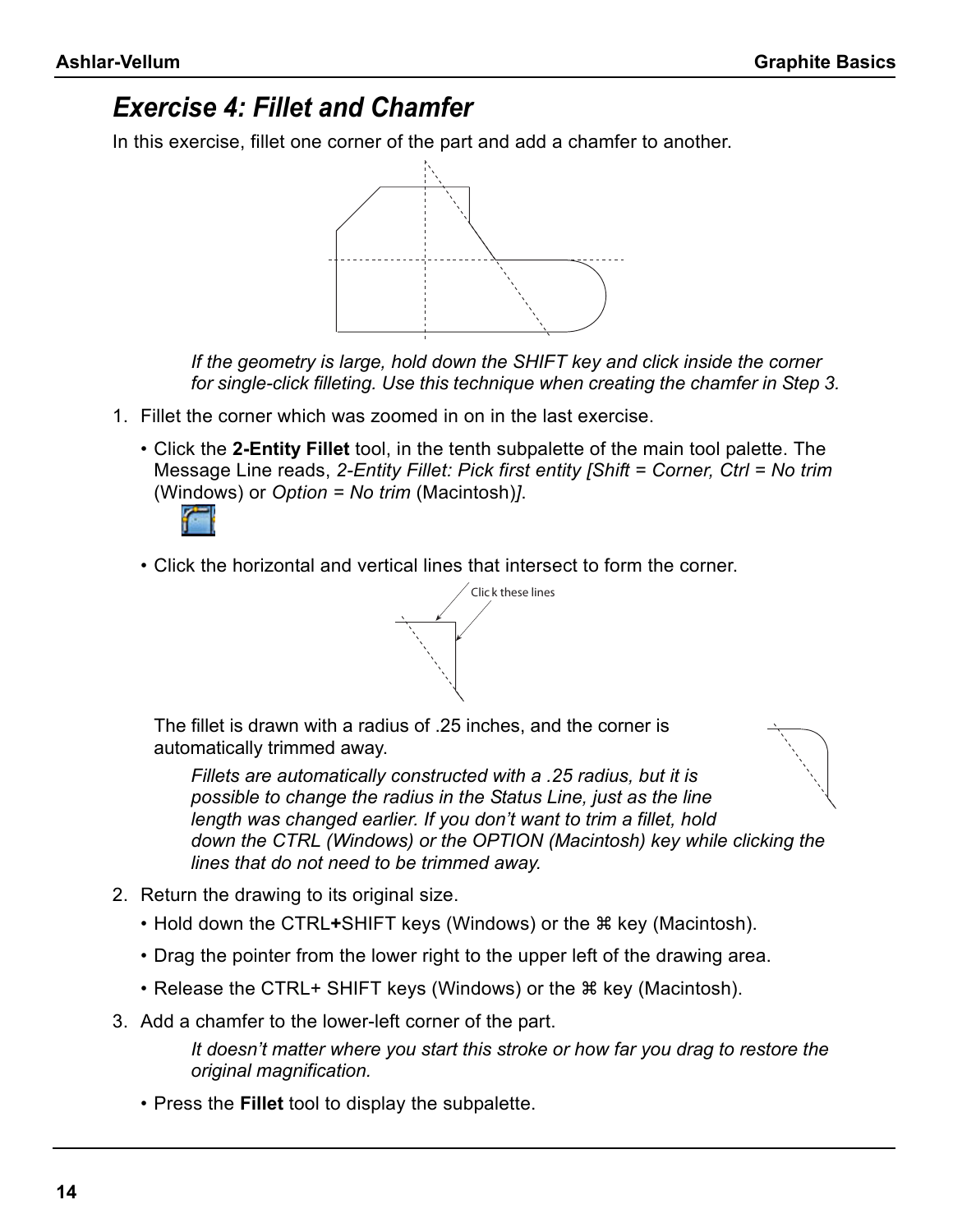## *Exercise 4: Fillet and Chamfer*

In this exercise, fillet one corner of the part and add a chamfer to another.

*If the geometry is large, hold down the SHIFT key and click inside the corner for single-click filleting. Use this technique when creating the chamfer in Step 3.*

1. Fillet the corner which was zoomed in on in the last exercise.
   - Click the **2-Entity Fillet** tool, in the tenth subpalette of the main tool palette. The Message Line reads, *2-Entity Fillet: Pick first entity [Shift = Corner, Ctrl = No trim* (Windows) or *Option = No trim* (Macintosh)*]*.
   - Click the horizontal and vertical lines that intersect to form the corner.

   Click these lines

   The fillet is drawn with a radius of .25 inches, and the corner is automatically trimmed away.

   *Fillets are automatically constructed with a .25 radius, but it is possible to change the radius in the Status Line, just as the line length was changed earlier. If you don't want to trim a fillet, hold down the CTRL (Windows) or the OPTION (Macintosh) key while clicking the lines that do not need to be trimmed away.*

2. Return the drawing to its original size.
   - Hold down the CTRL**+**SHIFT keys (Windows) or the ⌘ key (Macintosh).
   - Drag the pointer from the lower right to the upper left of the drawing area.
   - Release the CTRL+ SHIFT keys (Windows) or the ⌘ key (Macintosh).

3. Add a chamfer to the lower-left corner of the part.

   *It doesn't matter where you start this stroke or how far you drag to restore the original magnification.*

   - Press the **Fillet** tool to display the subpalette.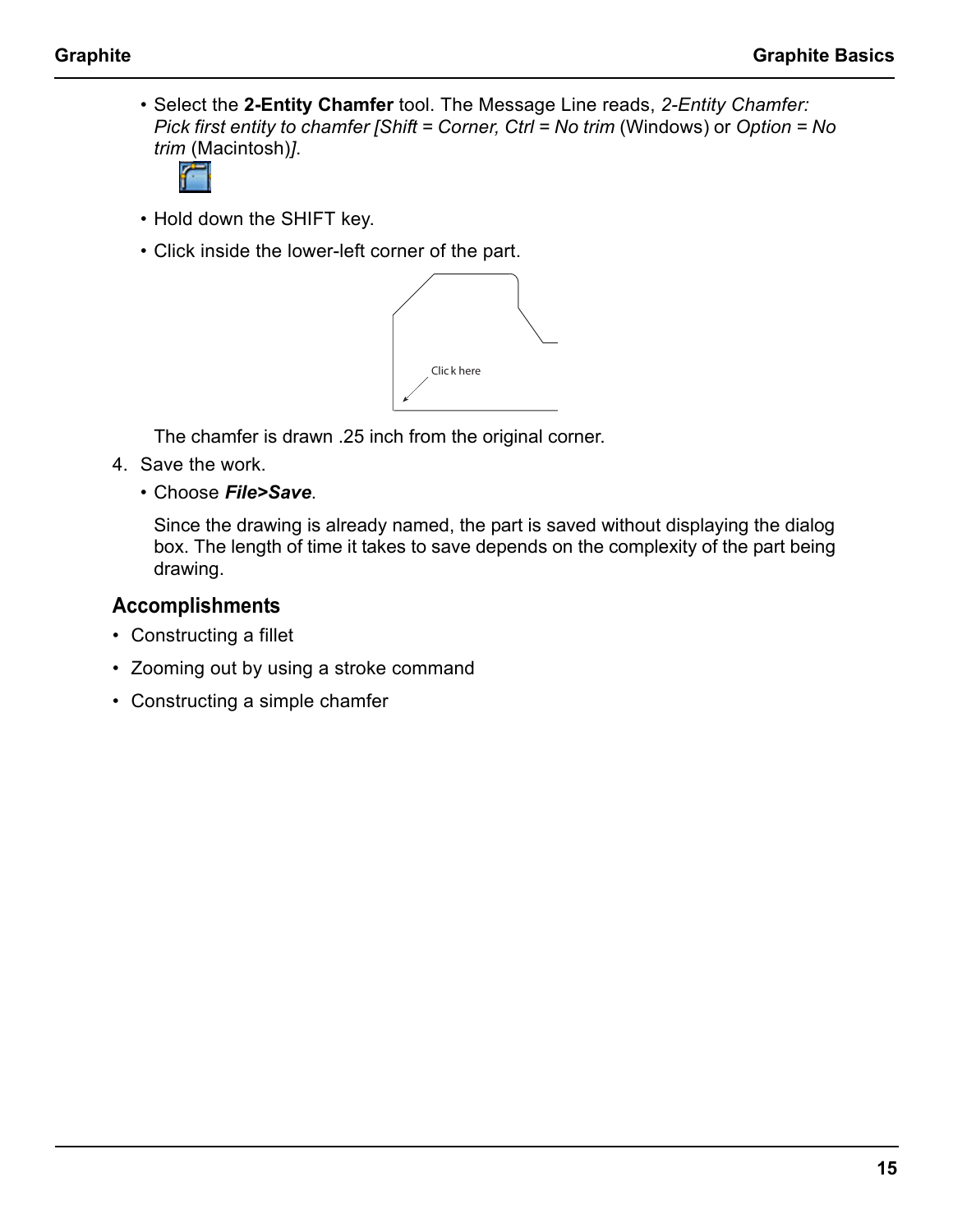- Select the **2-Entity Chamfer** tool. The Message Line reads, *2-Entity Chamfer: Pick first entity to chamfer [Shift = Corner, Ctrl = No trim* (Windows) or *Option = No trim* (Macintosh)*]*.

- Hold down the SHIFT key.

- Click inside the lower-left corner of the part.

  Click here

  The chamfer is drawn .25 inch from the original corner.

4. Save the work.

   - Choose ***File>Save***.

   Since the drawing is already named, the part is saved without displaying the dialog box. The length of time it takes to save depends on the complexity of the part being drawing.

## Accomplishments

- Constructing a fillet
- Zooming out by using a stroke command
- Constructing a simple chamfer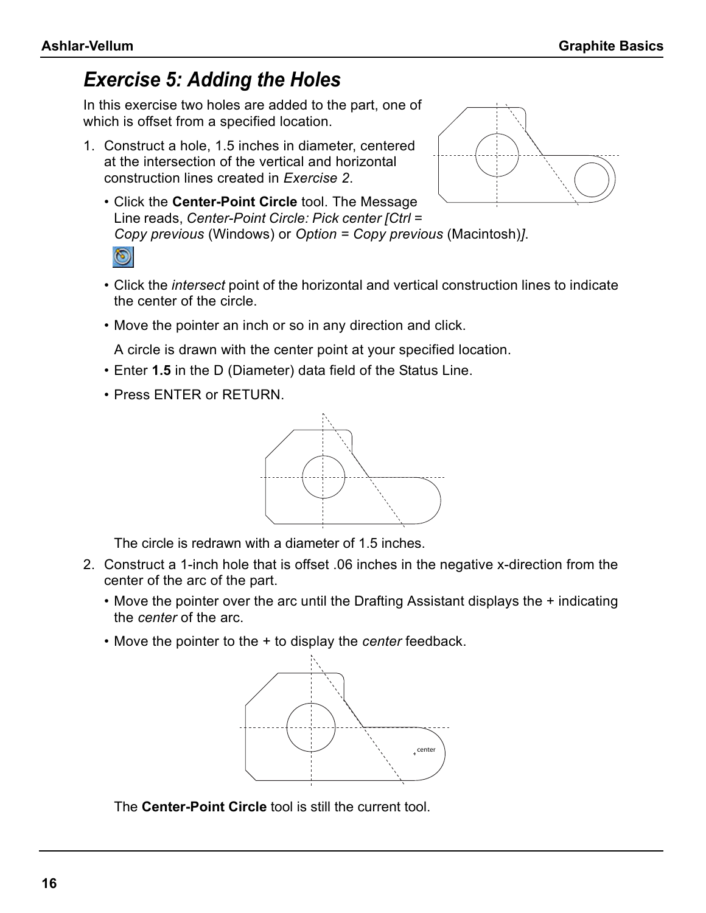## Exercise 5: Adding the Holes

In this exercise two holes are added to the part, one of which is offset from a specified location.

1. Construct a hole, 1.5 inches in diameter, centered at the intersection of the vertical and horizontal construction lines created in *Exercise 2*.
   - Click the **Center-Point Circle** tool. The Message Line reads, *Center-Point Circle: Pick center [Ctrl = Copy previous* (Windows) or *Option = Copy previous* (Macintosh)*]*.
   - Click the *intersect* point of the horizontal and vertical construction lines to indicate the center of the circle.
   - Move the pointer an inch or so in any direction and click.

     A circle is drawn with the center point at your specified location.
   - Enter **1.5** in the D (Diameter) data field of the Status Line.
   - Press ENTER or RETURN.

     The circle is redrawn with a diameter of 1.5 inches.
2. Construct a 1-inch hole that is offset .06 inches in the negative x-direction from the center of the arc of the part.
   - Move the pointer over the arc until the Drafting Assistant displays the + indicating the *center* of the arc.
   - Move the pointer to the + to display the *center* feedback.

     The **Center-Point Circle** tool is still the current tool.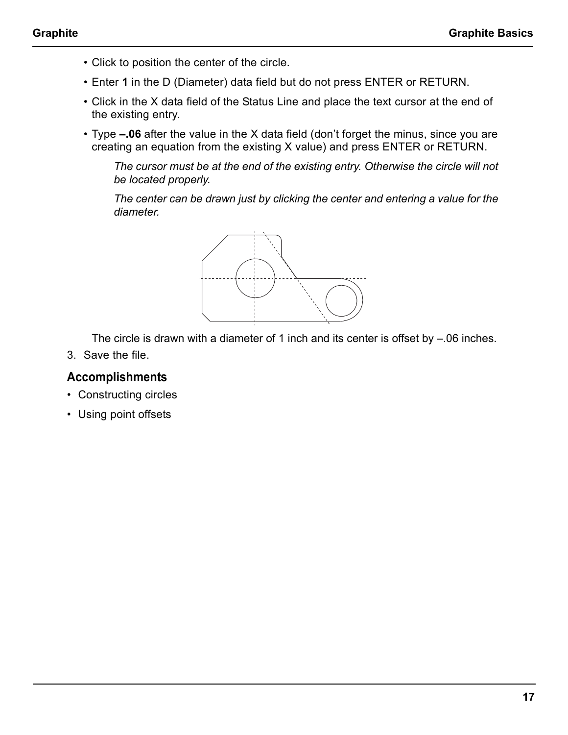- Click to position the center of the circle.
- Enter **1** in the D (Diameter) data field but do not press ENTER or RETURN.
- Click in the X data field of the Status Line and place the text cursor at the end of the existing entry.
- Type **–.06** after the value in the X data field (don't forget the minus, since you are creating an equation from the existing X value) and press ENTER or RETURN.

  *The cursor must be at the end of the existing entry. Otherwise the circle will not be located properly.*

  *The center can be drawn just by clicking the center and entering a value for the diameter.*

The circle is drawn with a diameter of 1 inch and its center is offset by –.06 inches.

3. Save the file.

## Accomplishments

- Constructing circles
- Using point offsets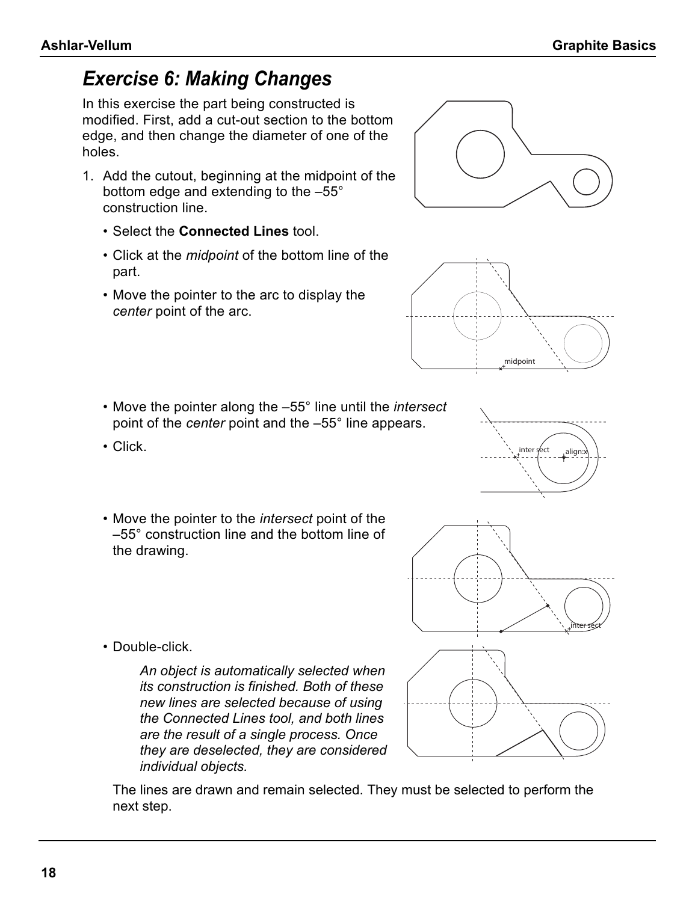# *Exercise 6: Making Changes*

In this exercise the part being constructed is modified. First, add a cut-out section to the bottom edge, and then change the diameter of one of the holes.

1. Add the cutout, beginning at the midpoint of the bottom edge and extending to the –55° construction line.

   - Select the **Connected Lines** tool.
   - Click at the *midpoint* of the bottom line of the part.
   - Move the pointer to the arc to display the *center* point of the arc.
   - Move the pointer along the –55° line until the *intersect* point of the *center* point and the –55° line appears.
   - Click.
   - Move the pointer to the *intersect* point of the –55° construction line and the bottom line of the drawing.
   - Double-click.

     *An object is automatically selected when its construction is finished. Both of these new lines are selected because of using the Connected Lines tool, and both lines are the result of a single process. Once they are deselected, they are considered individual objects.*

   The lines are drawn and remain selected. They must be selected to perform the next step.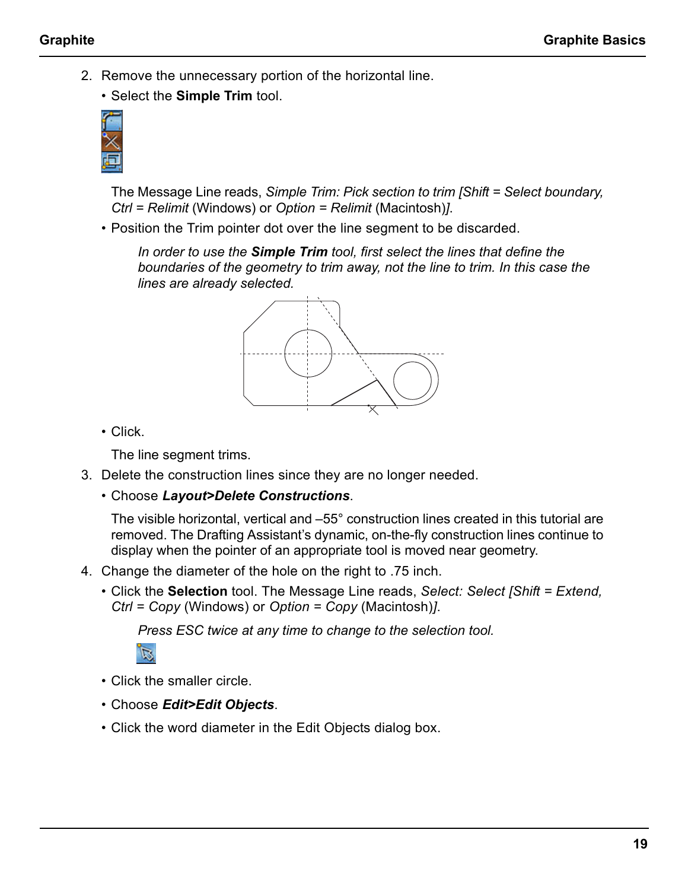2. Remove the unnecessary portion of the horizontal line.

   • Select the **Simple Trim** tool.

   The Message Line reads, *Simple Trim: Pick section to trim [Shift = Select boundary, Ctrl = Relimit* (Windows) or *Option = Relimit* (Macintosh)*]*.

   • Position the Trim pointer dot over the line segment to be discarded.

   > *In order to use the **Simple Trim** tool, first select the lines that define the boundaries of the geometry to trim away, not the line to trim. In this case the lines are already selected.*

   • Click.

   The line segment trims.

3. Delete the construction lines since they are no longer needed.

   • Choose ***Layout>Delete Constructions***.

   The visible horizontal, vertical and –55° construction lines created in this tutorial are removed. The Drafting Assistant's dynamic, on-the-fly construction lines continue to display when the pointer of an appropriate tool is moved near geometry.

4. Change the diameter of the hole on the right to .75 inch.

   • Click the **Selection** tool. The Message Line reads, *Select: Select [Shift = Extend, Ctrl = Copy* (Windows) or *Option = Copy* (Macintosh)*]*.

   > *Press ESC twice at any time to change to the selection tool.*

   • Click the smaller circle.

   • Choose ***Edit>Edit Objects***.

   • Click the word diameter in the Edit Objects dialog box.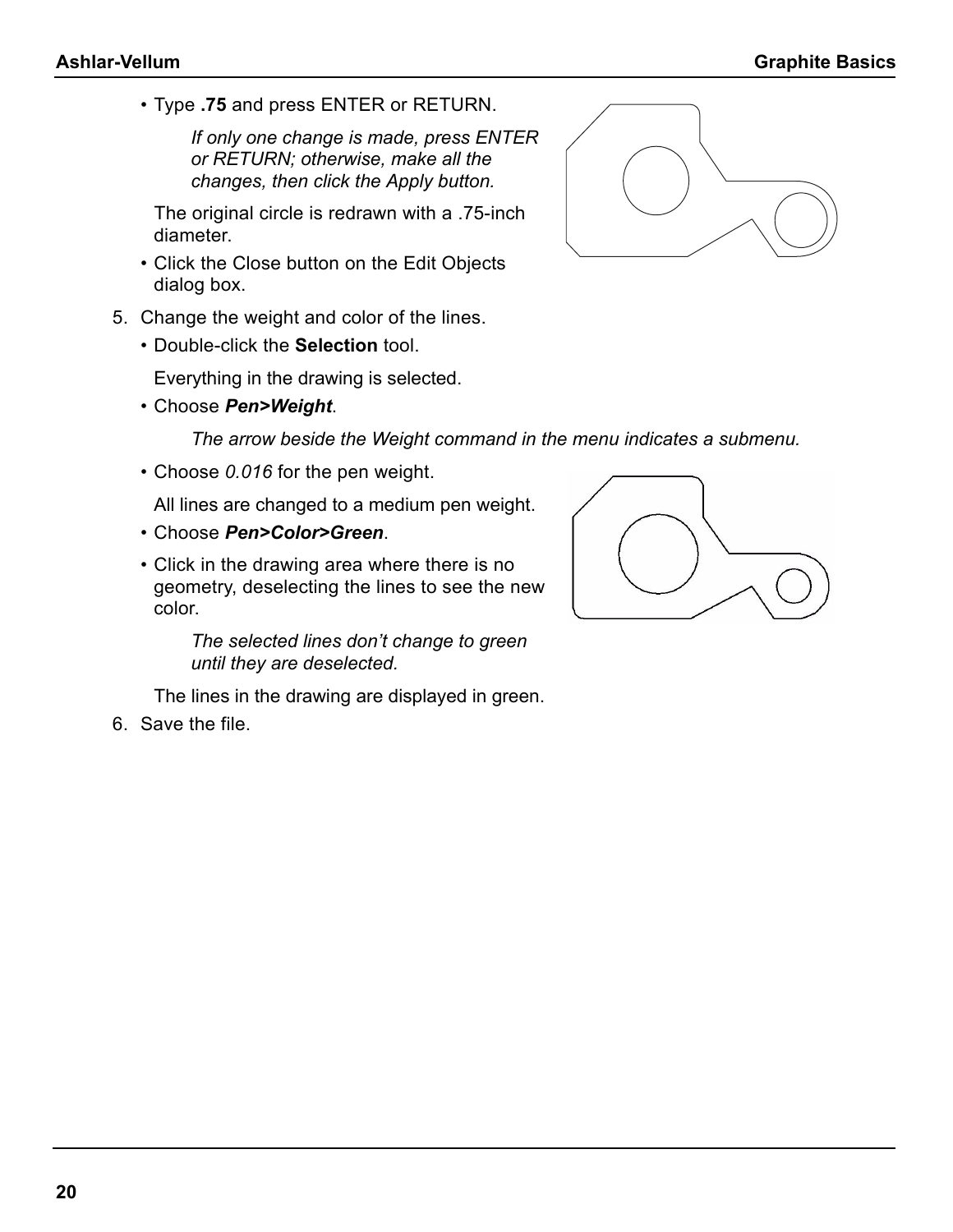- Type **.75** and press ENTER or RETURN.

  *If only one change is made, press ENTER or RETURN; otherwise, make all the changes, then click the Apply button.*

  The original circle is redrawn with a .75-inch diameter.

- Click the Close button on the Edit Objects dialog box.

5. Change the weight and color of the lines.

   - Double-click the **Selection** tool.

     Everything in the drawing is selected.

   - Choose ***Pen>Weight***.

     *The arrow beside the Weight command in the menu indicates a submenu.*

   - Choose *0.016* for the pen weight.

     All lines are changed to a medium pen weight.

   - Choose ***Pen>Color>Green***.

   - Click in the drawing area where there is no geometry, deselecting the lines to see the new color.

     *The selected lines don't change to green until they are deselected.*

     The lines in the drawing are displayed in green.

6. Save the file.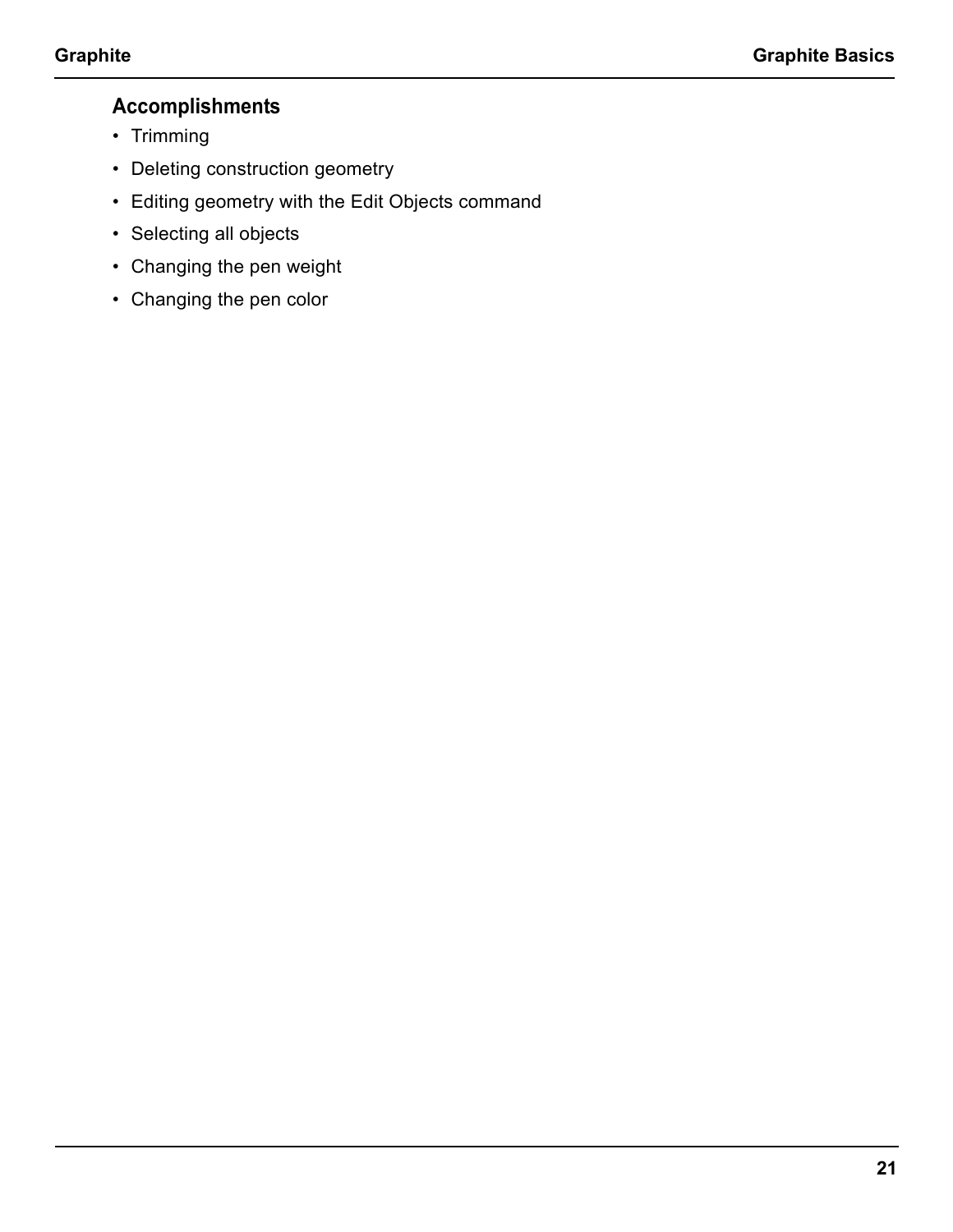## Accomplishments

- Trimming
- Deleting construction geometry
- Editing geometry with the Edit Objects command
- Selecting all objects
- Changing the pen weight
- Changing the pen color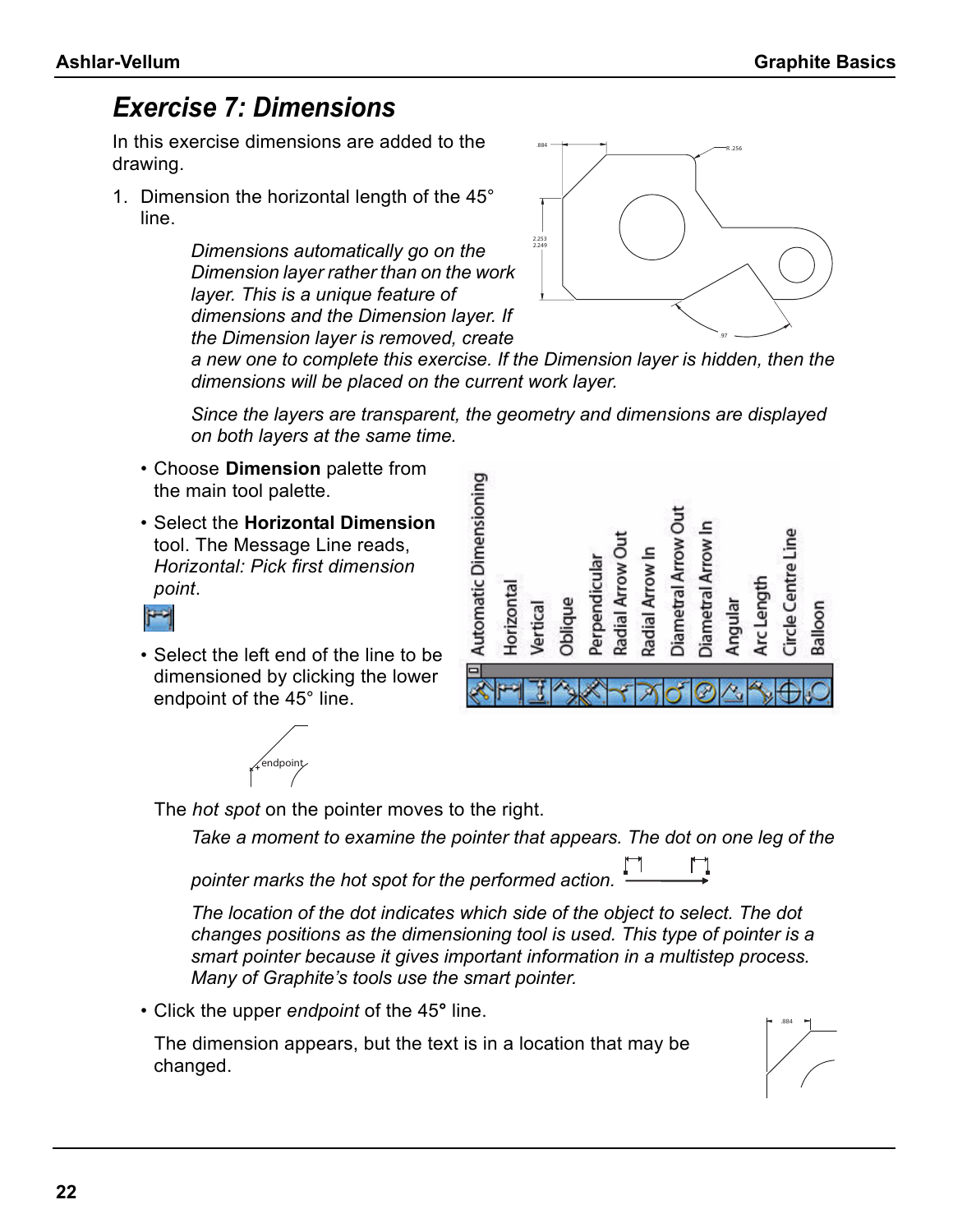# *Exercise 7: Dimensions*

In this exercise dimensions are added to the drawing.

1. Dimension the horizontal length of the 45° line.

   *Dimensions automatically go on the Dimension layer rather than on the work layer. This is a unique feature of dimensions and the Dimension layer. If the Dimension layer is removed, create a new one to complete this exercise. If the Dimension layer is hidden, then the dimensions will be placed on the current work layer.*

   *Since the layers are transparent, the geometry and dimensions are displayed on both layers at the same time.*

   - Choose **Dimension** palette from the main tool palette.
   - Select the **Horizontal Dimension** tool. The Message Line reads, *Horizontal: Pick first dimension point*.
   - Select the left end of the line to be dimensioned by clicking the lower endpoint of the 45° line.

   The *hot spot* on the pointer moves to the right.

   *Take a moment to examine the pointer that appears. The dot on one leg of the pointer marks the hot spot for the performed action.*

   *The location of the dot indicates which side of the object to select. The dot changes positions as the dimensioning tool is used. This type of pointer is a smart pointer because it gives important information in a multistep process. Many of Graphite's tools use the smart pointer.*

   - Click the upper *endpoint* of the 45**°** line.

   The dimension appears, but the text is in a location that may be changed.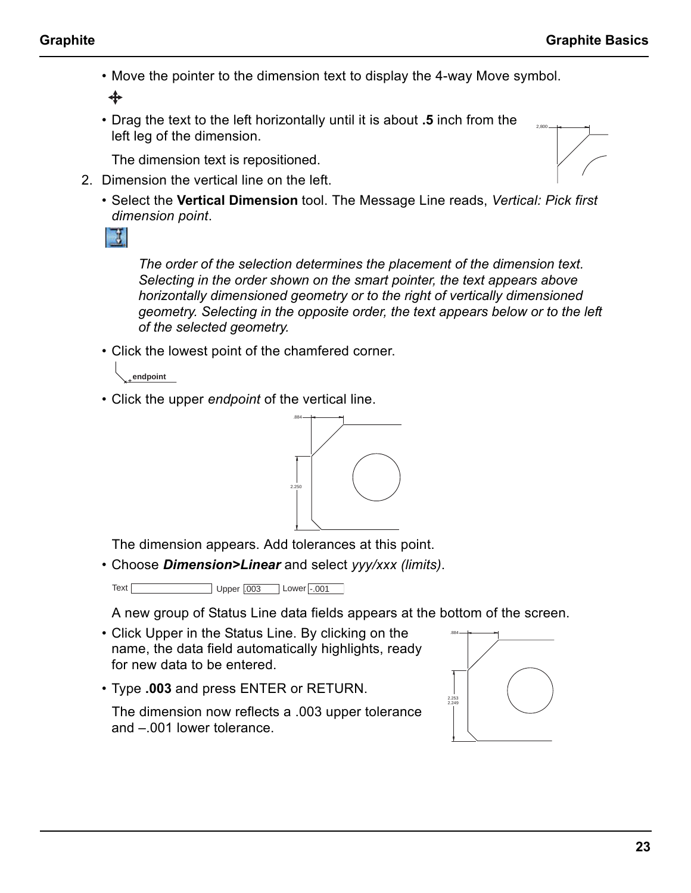- Move the pointer to the dimension text to display the 4-way Move symbol.
- Drag the text to the left horizontally until it is about **.5** inch from the left leg of the dimension.

  The dimension text is repositioned.

2. Dimension the vertical line on the left.

- Select the **Vertical Dimension** tool. The Message Line reads, *Vertical: Pick first dimension point*.

  *The order of the selection determines the placement of the dimension text. Selecting in the order shown on the smart pointer, the text appears above horizontally dimensioned geometry or to the right of vertically dimensioned geometry. Selecting in the opposite order, the text appears below or to the left of the selected geometry.*

- Click the lowest point of the chamfered corner.
- Click the upper *endpoint* of the vertical line.

  The dimension appears. Add tolerances at this point.

- Choose ***Dimension>Linear*** and select *yyy/xxx (limits)*.

  Text Upper .003 Lower -.001

  A new group of Status Line data fields appears at the bottom of the screen.

- Click Upper in the Status Line. By clicking on the name, the data field automatically highlights, ready for new data to be entered.
- Type **.003** and press ENTER or RETURN.

  The dimension now reflects a .003 upper tolerance and –.001 lower tolerance.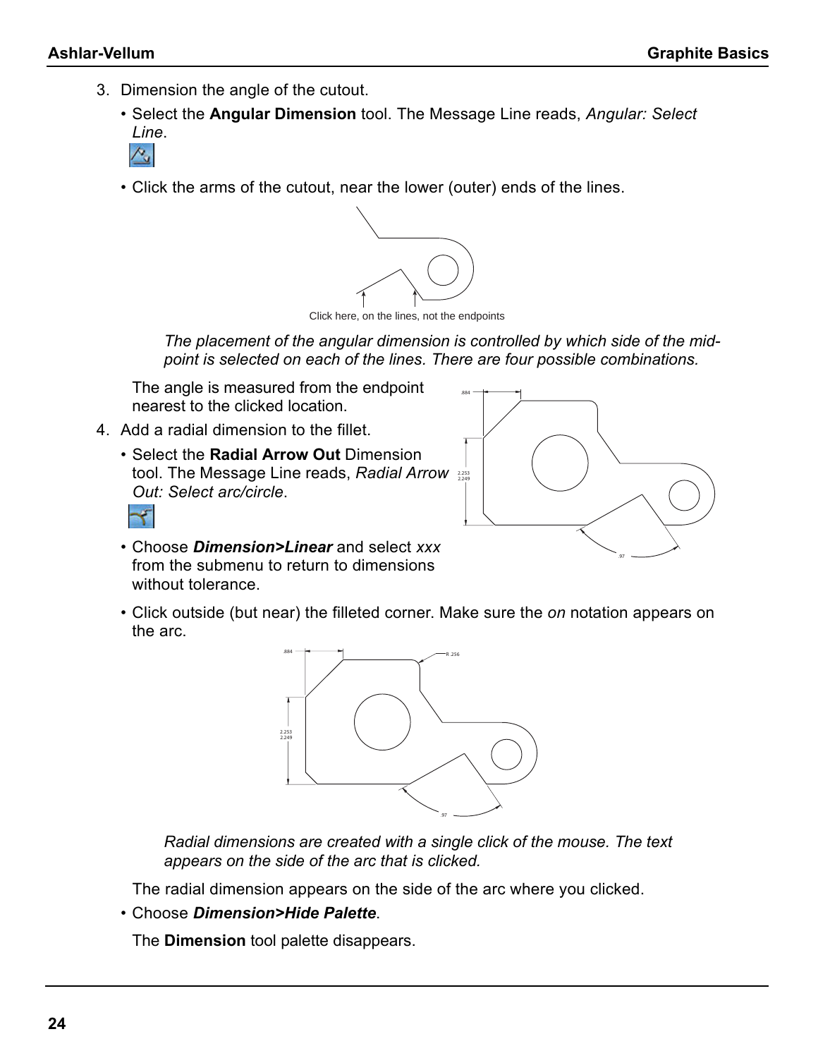3. Dimension the angle of the cutout.

   • Select the **Angular Dimension** tool. The Message Line reads, *Angular: Select Line*.

   • Click the arms of the cutout, near the lower (outer) ends of the lines.

   Click here, on the lines, not the endpoints

   *The placement of the angular dimension is controlled by which side of the mid-point is selected on each of the lines. There are four possible combinations.*

   The angle is measured from the endpoint nearest to the clicked location.

4. Add a radial dimension to the fillet.

   • Select the **Radial Arrow Out** Dimension tool. The Message Line reads, *Radial Arrow Out: Select arc/circle*.

   • Choose ***Dimension>Linear*** and select *xxx* from the submenu to return to dimensions without tolerance.

   • Click outside (but near) the filleted corner. Make sure the *on* notation appears on the arc.

   *Radial dimensions are created with a single click of the mouse. The text appears on the side of the arc that is clicked.*

   The radial dimension appears on the side of the arc where you clicked.

   • Choose ***Dimension>Hide Palette***.

   The **Dimension** tool palette disappears.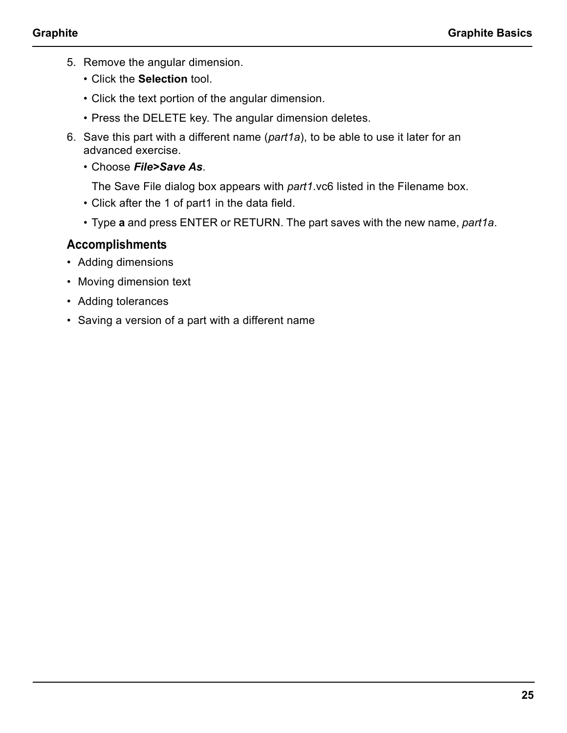5. Remove the angular dimension.
   - Click the **Selection** tool.
   - Click the text portion of the angular dimension.
   - Press the DELETE key. The angular dimension deletes.
6. Save this part with a different name (*part1a*), to be able to use it later for an advanced exercise.
   - Choose ***File>Save As***.

     The Save File dialog box appears with *part1*.vc6 listed in the Filename box.
   - Click after the 1 of part1 in the data field.
   - Type **a** and press ENTER or RETURN. The part saves with the new name, *part1a*.

## Accomplishments

- Adding dimensions
- Moving dimension text
- Adding tolerances
- Saving a version of a part with a different name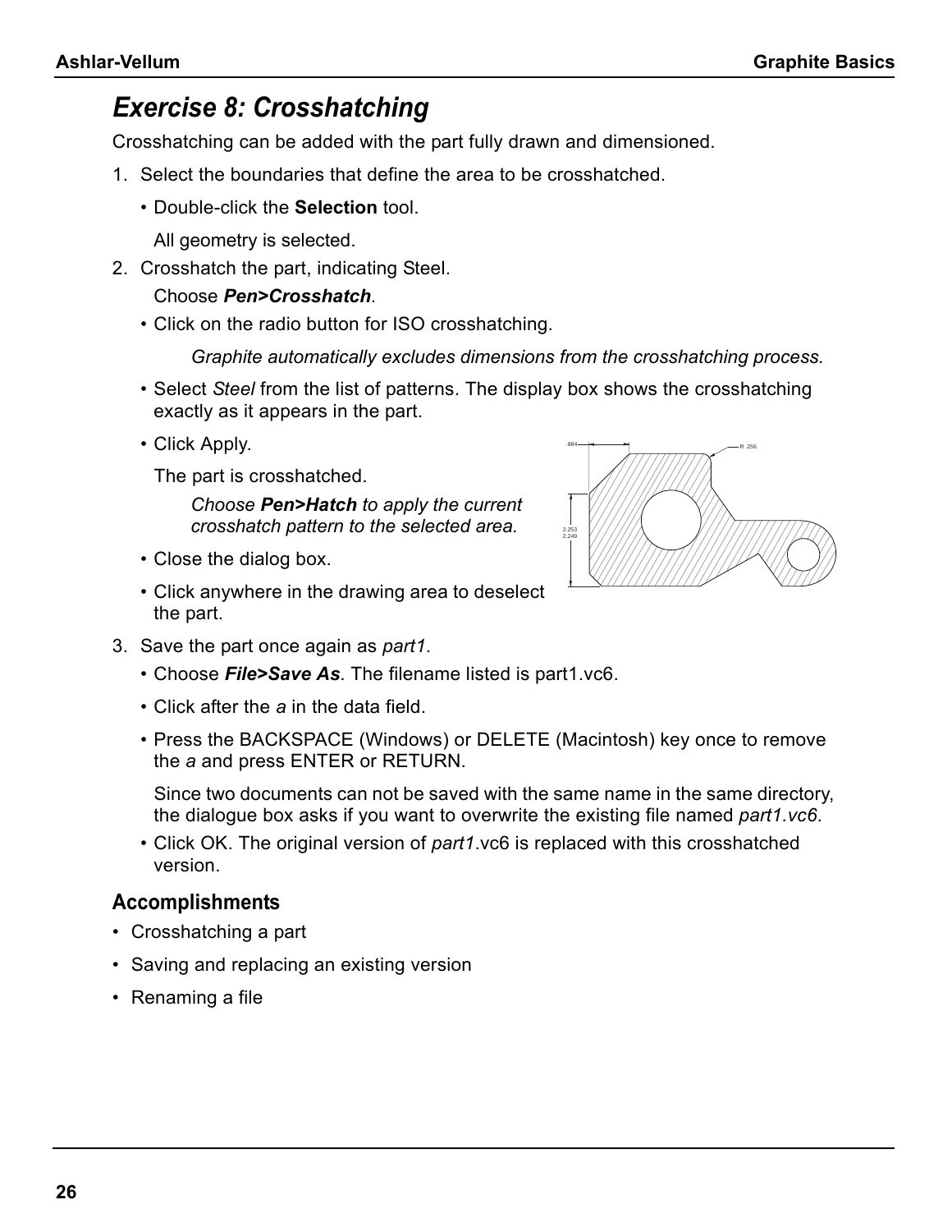## *Exercise 8: Crosshatching*

Crosshatching can be added with the part fully drawn and dimensioned.

1. Select the boundaries that define the area to be crosshatched.
   - Double-click the **Selection** tool.

     All geometry is selected.
2. Crosshatch the part, indicating Steel.

   Choose ***Pen>Crosshatch***.
   - Click on the radio button for ISO crosshatching.

     *Graphite automatically excludes dimensions from the crosshatching process.*
   - Select *Steel* from the list of patterns. The display box shows the crosshatching exactly as it appears in the part.
   - Click Apply.

     The part is crosshatched.

     *Choose **Pen>Hatch** to apply the current crosshatch pattern to the selected area.*
   - Close the dialog box.
   - Click anywhere in the drawing area to deselect the part.
3. Save the part once again as *part1*.
   - Choose ***File>Save As***. The filename listed is part1.vc6.
   - Click after the *a* in the data field.
   - Press the BACKSPACE (Windows) or DELETE (Macintosh) key once to remove the *a* and press ENTER or RETURN.

     Since two documents can not be saved with the same name in the same directory, the dialogue box asks if you want to overwrite the existing file named *part1.vc6*.
   - Click OK. The original version of *part1*.vc6 is replaced with this crosshatched version.

### Accomplishments

- Crosshatching a part
- Saving and replacing an existing version
- Renaming a file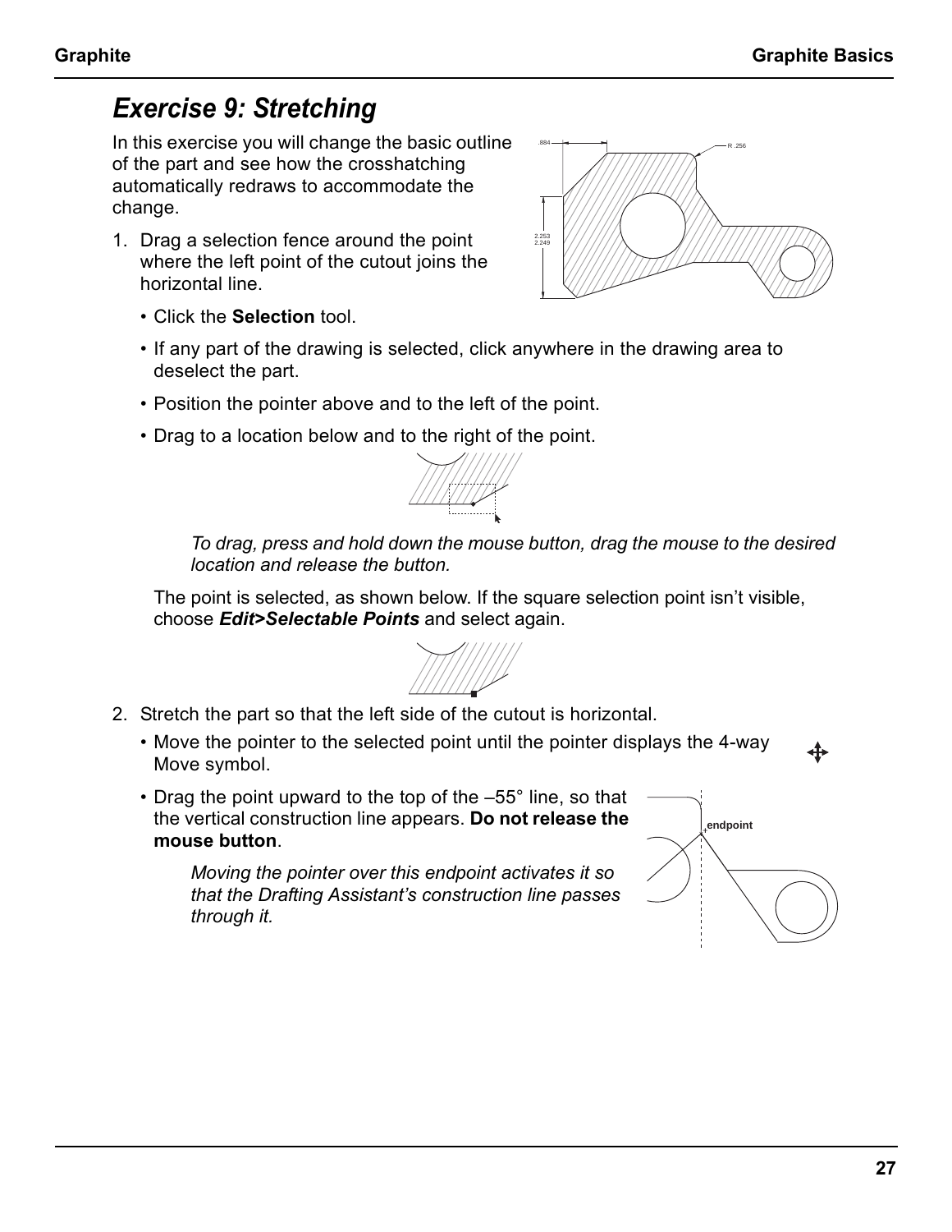# Exercise 9: Stretching

In this exercise you will change the basic outline of the part and see how the crosshatching automatically redraws to accommodate the change.

1. Drag a selection fence around the point where the left point of the cutout joins the horizontal line.

   - Click the **Selection** tool.
   - If any part of the drawing is selected, click anywhere in the drawing area to deselect the part.
   - Position the pointer above and to the left of the point.
   - Drag to a location below and to the right of the point.

   *To drag, press and hold down the mouse button, drag the mouse to the desired location and release the button.*

   The point is selected, as shown below. If the square selection point isn't visible, choose ***Edit>Selectable Points*** and select again.

2. Stretch the part so that the left side of the cutout is horizontal.

   - Move the pointer to the selected point until the pointer displays the 4-way Move symbol.
   - Drag the point upward to the top of the –55° line, so that the vertical construction line appears. **Do not release the mouse button**.

   *Moving the pointer over this endpoint activates it so that the Drafting Assistant's construction line passes through it.*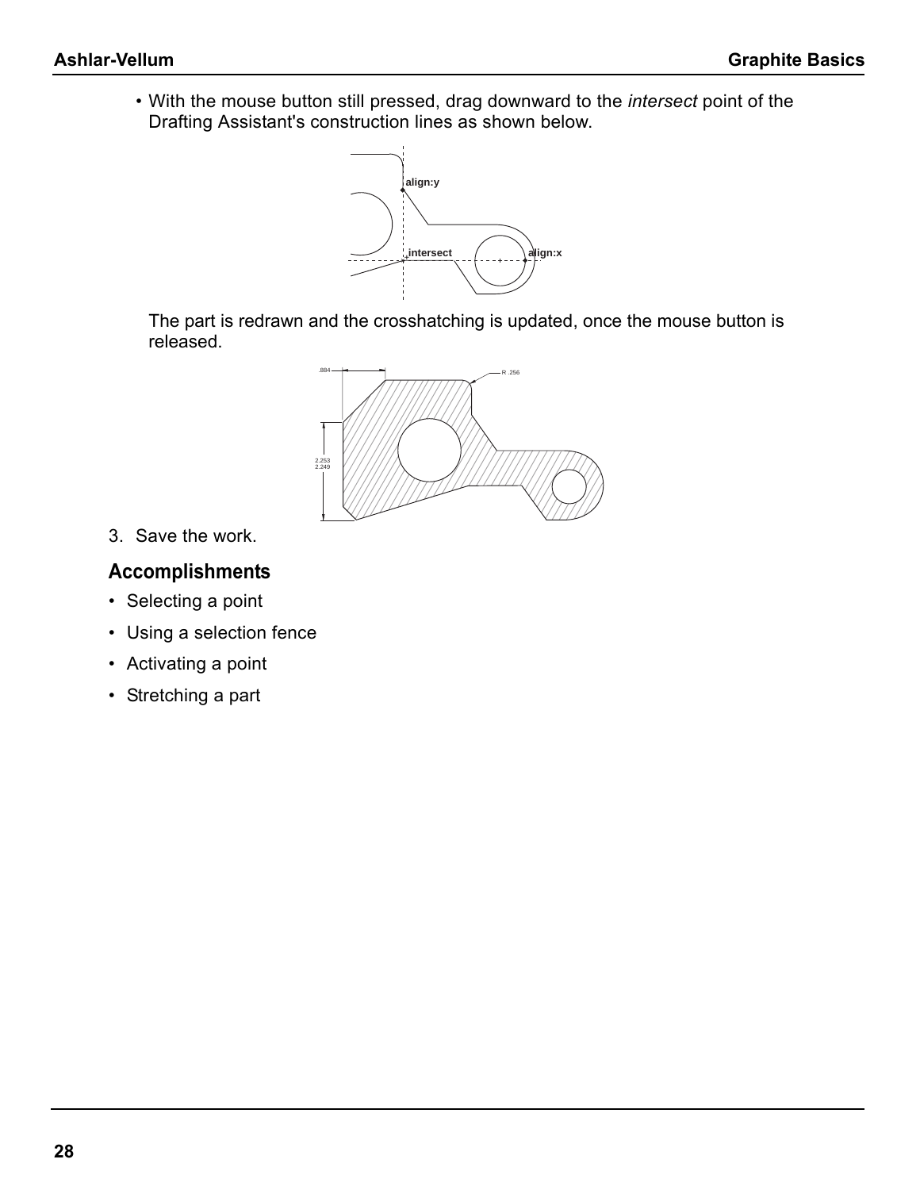- With the mouse button still pressed, drag downward to the *intersect* point of the Drafting Assistant's construction lines as shown below.

  The part is redrawn and the crosshatching is updated, once the mouse button is released.

3. Save the work.

## Accomplishments

- Selecting a point
- Using a selection fence
- Activating a point
- Stretching a part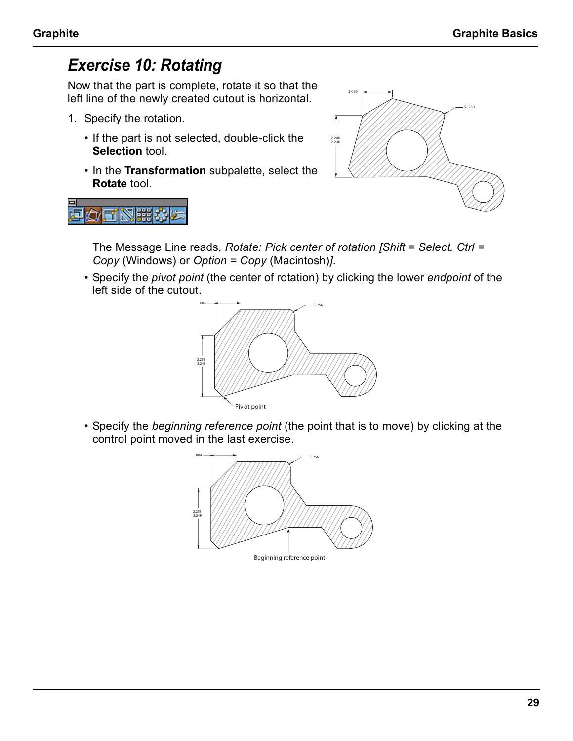## Exercise 10: Rotating

Now that the part is complete, rotate it so that the left line of the newly created cutout is horizontal.

1. Specify the rotation.
   - If the part is not selected, double-click the **Selection** tool.
   - In the **Transformation** subpalette, select the **Rotate** tool.

   The Message Line reads, *Rotate: Pick center of rotation [Shift = Select, Ctrl = Copy* (Windows) or *Option = Copy* (Macintosh)*]*.

   - Specify the *pivot point* (the center of rotation) by clicking the lower *endpoint* of the left side of the cutout.

   Pivot point

   - Specify the *beginning reference point* (the point that is to move) by clicking at the control point moved in the last exercise.

   Beginning reference point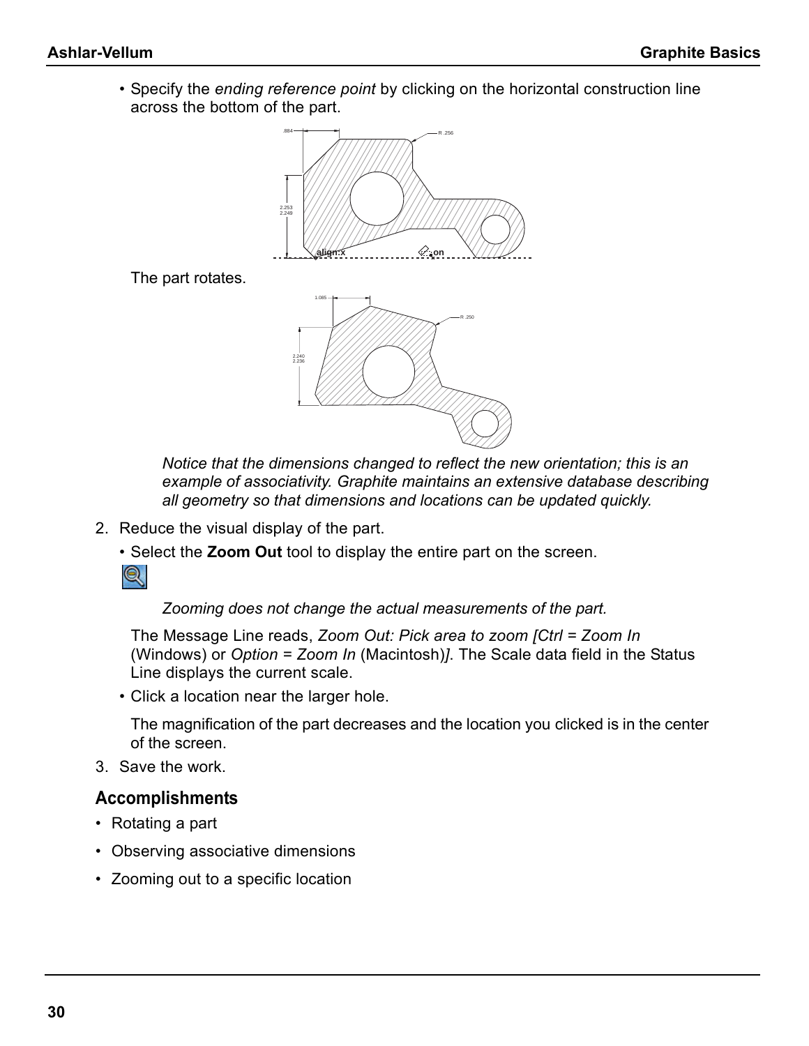- Specify the *ending reference point* by clicking on the horizontal construction line across the bottom of the part.

The part rotates.

*Notice that the dimensions changed to reflect the new orientation; this is an example of associativity. Graphite maintains an extensive database describing all geometry so that dimensions and locations can be updated quickly.*

2. Reduce the visual display of the part.
   - Select the **Zoom Out** tool to display the entire part on the screen.

   *Zooming does not change the actual measurements of the part.*

   The Message Line reads, *Zoom Out: Pick area to zoom [Ctrl = Zoom In* (Windows) or *Option = Zoom In* (Macintosh)*]*. The Scale data field in the Status Line displays the current scale.

   - Click a location near the larger hole.

   The magnification of the part decreases and the location you clicked is in the center of the screen.

3. Save the work.

## Accomplishments

- Rotating a part
- Observing associative dimensions
- Zooming out to a specific location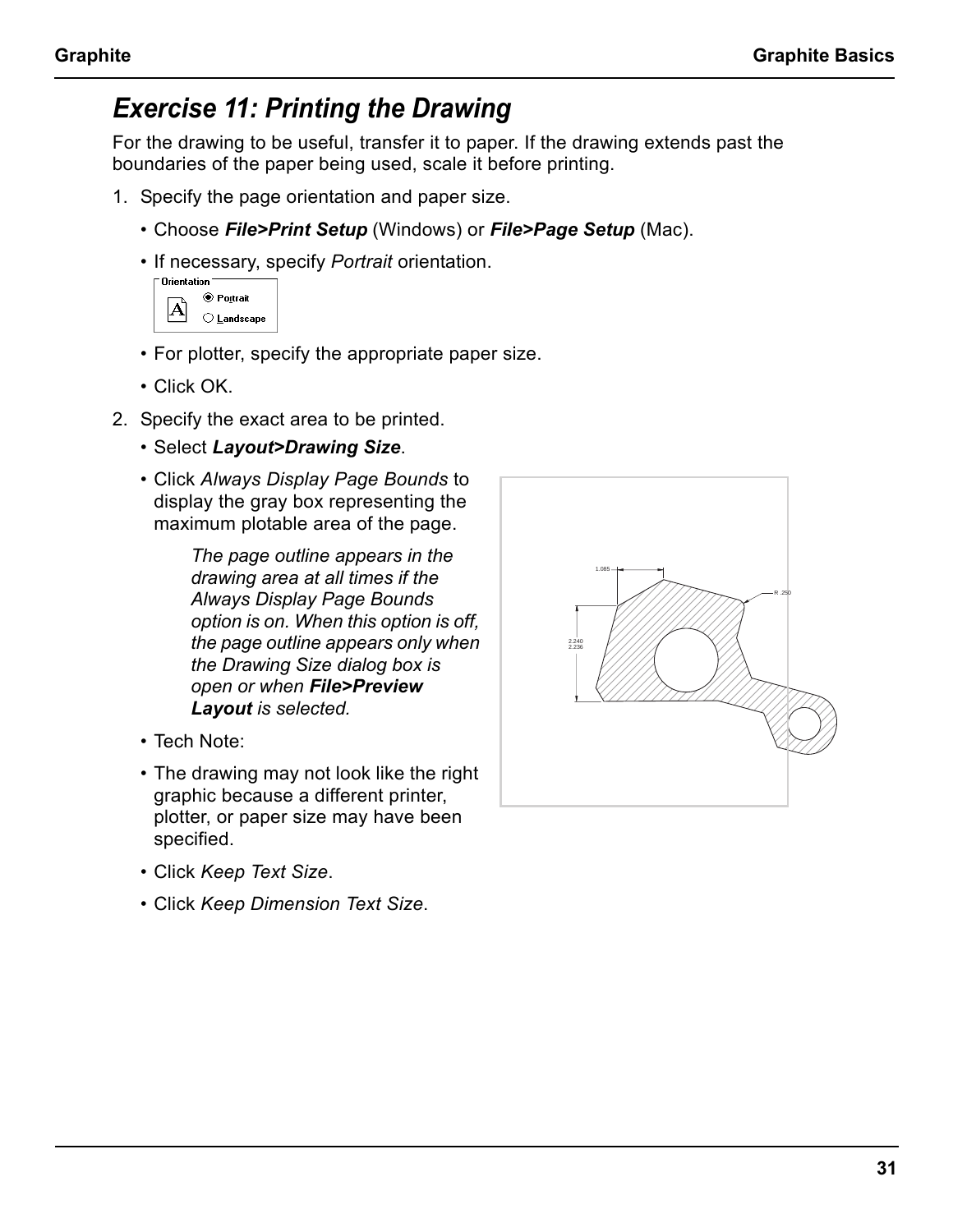# *Exercise 11: Printing the Drawing*

For the drawing to be useful, transfer it to paper. If the drawing extends past the boundaries of the paper being used, scale it before printing.

1. Specify the page orientation and paper size.
   - Choose ***File>Print Setup*** (Windows) or ***File>Page Setup*** (Mac).
   - If necessary, specify *Portrait* orientation.
   - For plotter, specify the appropriate paper size.
   - Click OK.
2. Specify the exact area to be printed.
   - Select ***Layout>Drawing Size***.
   - Click *Always Display Page Bounds* to display the gray box representing the maximum plotable area of the page.

     *The page outline appears in the drawing area at all times if the Always Display Page Bounds option is on. When this option is off, the page outline appears only when the Drawing Size dialog box is open or when **File>Preview Layout** is selected.*
   - Tech Note:
   - The drawing may not look like the right graphic because a different printer, plotter, or paper size may have been specified.
   - Click *Keep Text Size*.
   - Click *Keep Dimension Text Size*.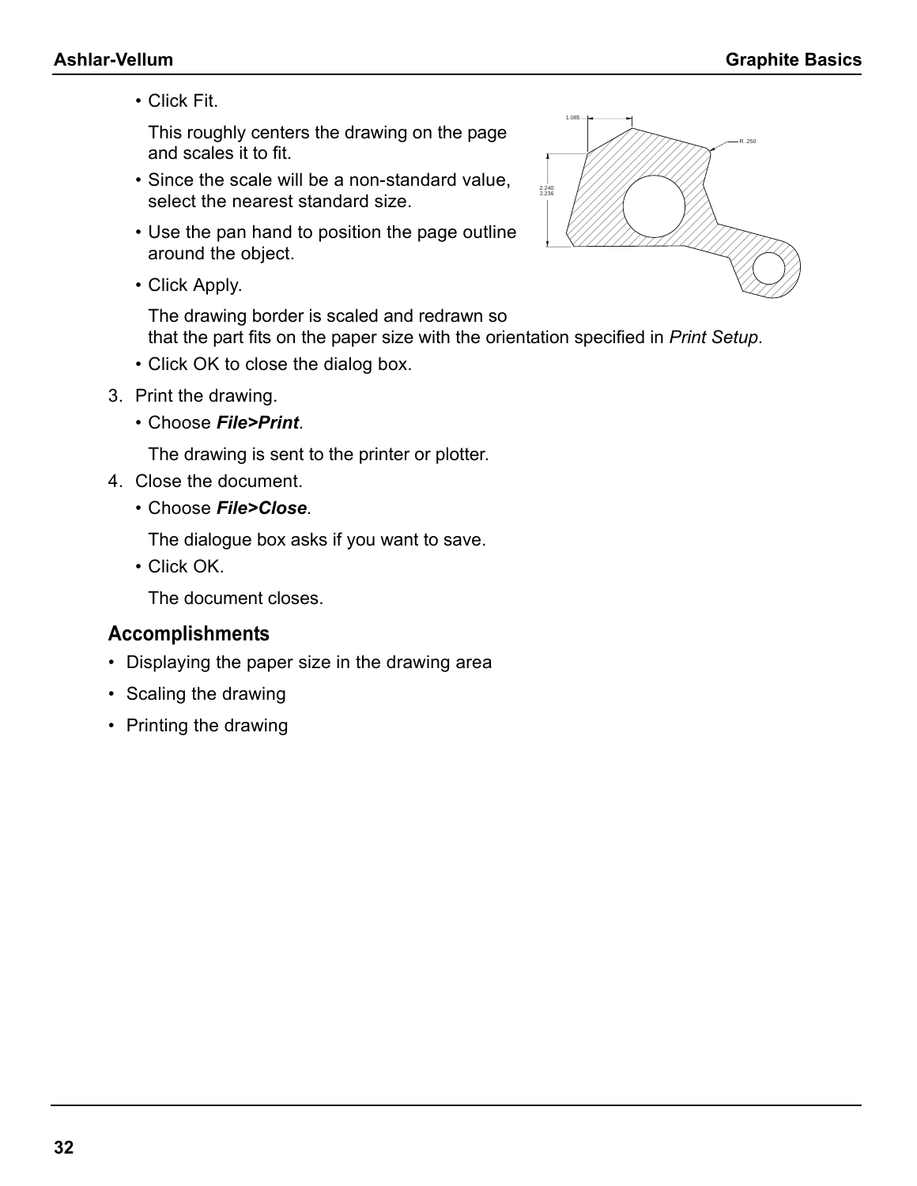- Click Fit.

  This roughly centers the drawing on the page and scales it to fit.

- Since the scale will be a non-standard value, select the nearest standard size.
- Use the pan hand to position the page outline around the object.
- Click Apply.

  The drawing border is scaled and redrawn so that the part fits on the paper size with the orientation specified in *Print Setup*.

- Click OK to close the dialog box.

3. Print the drawing.
   - Choose ***File>Print***.

     The drawing is sent to the printer or plotter.

4. Close the document.
   - Choose ***File>Close***.

     The dialogue box asks if you want to save.

   - Click OK.

     The document closes.

## Accomplishments

- Displaying the paper size in the drawing area
- Scaling the drawing
- Printing the drawing